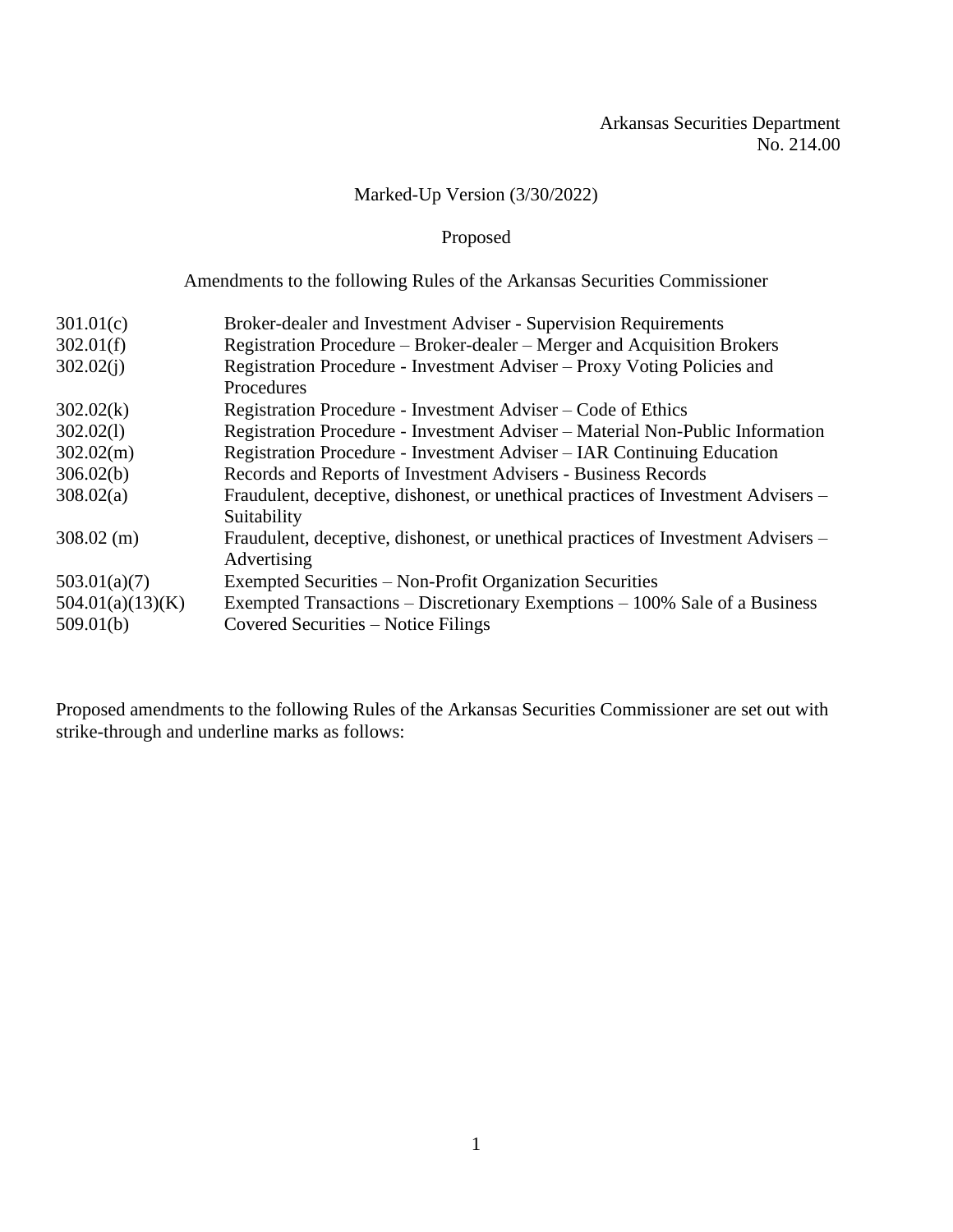Arkansas Securities Department
No. 214.00

Marked-Up Version (3/30/2022)

Proposed

Amendments to the following Rules of the Arkansas Securities Commissioner

| | |
|---|---|
| 301.01(c) | Broker-dealer and Investment Adviser - Supervision Requirements |
| 302.01(f) | Registration Procedure – Broker-dealer – Merger and Acquisition Brokers |
| 302.02(j) | Registration Procedure - Investment Adviser – Proxy Voting Policies and Procedures |
| 302.02(k) | Registration Procedure - Investment Adviser – Code of Ethics |
| 302.02(l) | Registration Procedure - Investment Adviser – Material Non-Public Information |
| 302.02(m) | Registration Procedure - Investment Adviser – IAR Continuing Education |
| 306.02(b) | Records and Reports of Investment Advisers - Business Records |
| 308.02(a) | Fraudulent, deceptive, dishonest, or unethical practices of Investment Advisers – Suitability |
| 308.02 (m) | Fraudulent, deceptive, dishonest, or unethical practices of Investment Advisers – Advertising |
| 503.01(a)(7) | Exempted Securities – Non-Profit Organization Securities |
| 504.01(a)(13)(K) | Exempted Transactions – Discretionary Exemptions – 100% Sale of a Business |
| 509.01(b) | Covered Securities – Notice Filings |

Proposed amendments to the following Rules of the Arkansas Securities Commissioner are set out with strike-through and underline marks as follows: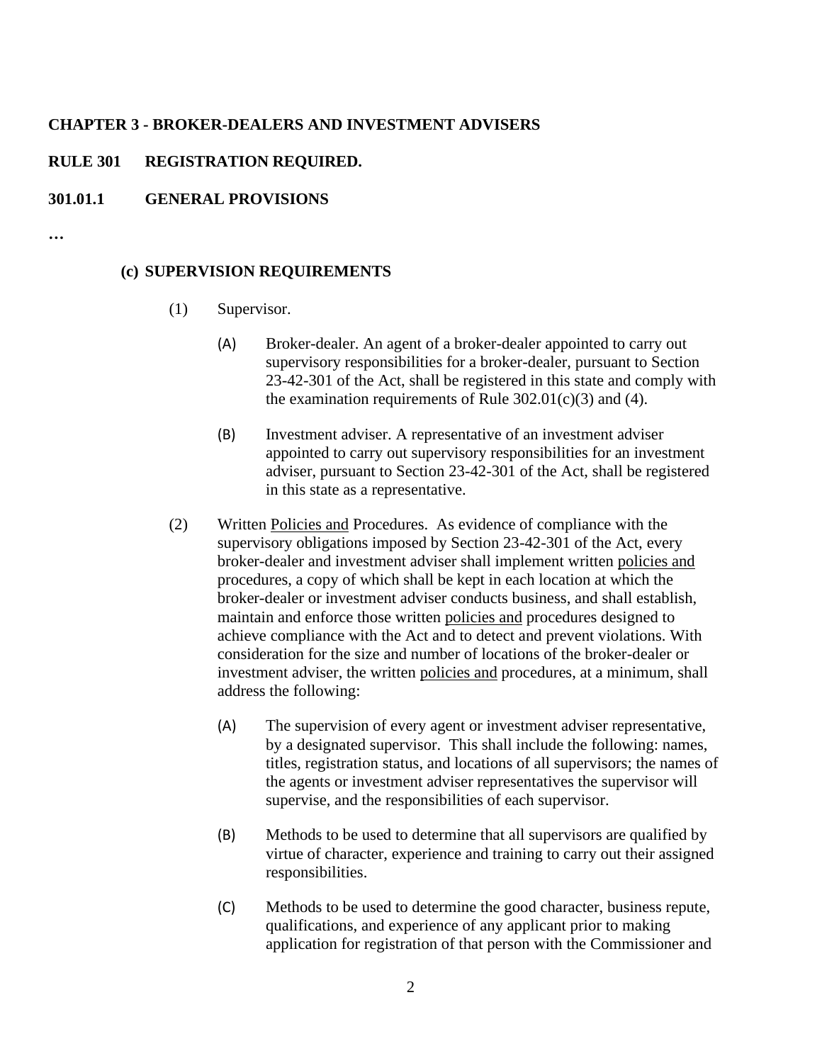**CHAPTER 3 - BROKER-DEALERS AND INVESTMENT ADVISERS**

**RULE 301 REGISTRATION REQUIRED.**

**301.01.1 GENERAL PROVISIONS**

**…**

**(c) SUPERVISION REQUIREMENTS**

(1) Supervisor.

(A) Broker-dealer. An agent of a broker-dealer appointed to carry out supervisory responsibilities for a broker-dealer, pursuant to Section 23-42-301 of the Act, shall be registered in this state and comply with the examination requirements of Rule 302.01(c)(3) and (4).

(B) Investment adviser. A representative of an investment adviser appointed to carry out supervisory responsibilities for an investment adviser, pursuant to Section 23-42-301 of the Act, shall be registered in this state as a representative.

(2) Written <u>Policies and</u> Procedures. As evidence of compliance with the supervisory obligations imposed by Section 23-42-301 of the Act, every broker-dealer and investment adviser shall implement written <u>policies and</u> procedures, a copy of which shall be kept in each location at which the broker-dealer or investment adviser conducts business, and shall establish, maintain and enforce those written <u>policies and</u> procedures designed to achieve compliance with the Act and to detect and prevent violations. With consideration for the size and number of locations of the broker-dealer or investment adviser, the written <u>policies and</u> procedures, at a minimum, shall address the following:

(A) The supervision of every agent or investment adviser representative, by a designated supervisor. This shall include the following: names, titles, registration status, and locations of all supervisors; the names of the agents or investment adviser representatives the supervisor will supervise, and the responsibilities of each supervisor.

(B) Methods to be used to determine that all supervisors are qualified by virtue of character, experience and training to carry out their assigned responsibilities.

(C) Methods to be used to determine the good character, business repute, qualifications, and experience of any applicant prior to making application for registration of that person with the Commissioner and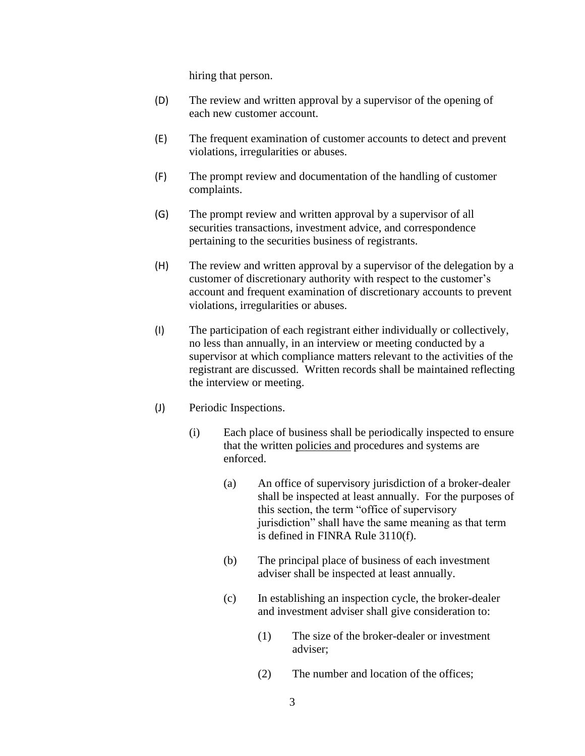hiring that person.

(D) The review and written approval by a supervisor of the opening of each new customer account.

(E) The frequent examination of customer accounts to detect and prevent violations, irregularities or abuses.

(F) The prompt review and documentation of the handling of customer complaints.

(G) The prompt review and written approval by a supervisor of all securities transactions, investment advice, and correspondence pertaining to the securities business of registrants.

(H) The review and written approval by a supervisor of the delegation by a customer of discretionary authority with respect to the customer's account and frequent examination of discretionary accounts to prevent violations, irregularities or abuses.

(I) The participation of each registrant either individually or collectively, no less than annually, in an interview or meeting conducted by a supervisor at which compliance matters relevant to the activities of the registrant are discussed. Written records shall be maintained reflecting the interview or meeting.

(J) Periodic Inspections.

  (i) Each place of business shall be periodically inspected to ensure that the written <u>policies and</u> procedures and systems are enforced.

    (a) An office of supervisory jurisdiction of a broker-dealer shall be inspected at least annually. For the purposes of this section, the term "office of supervisory jurisdiction" shall have the same meaning as that term is defined in FINRA Rule 3110(f).

    (b) The principal place of business of each investment adviser shall be inspected at least annually.

    (c) In establishing an inspection cycle, the broker-dealer and investment adviser shall give consideration to:

      (1) The size of the broker-dealer or investment adviser;

      (2) The number and location of the offices;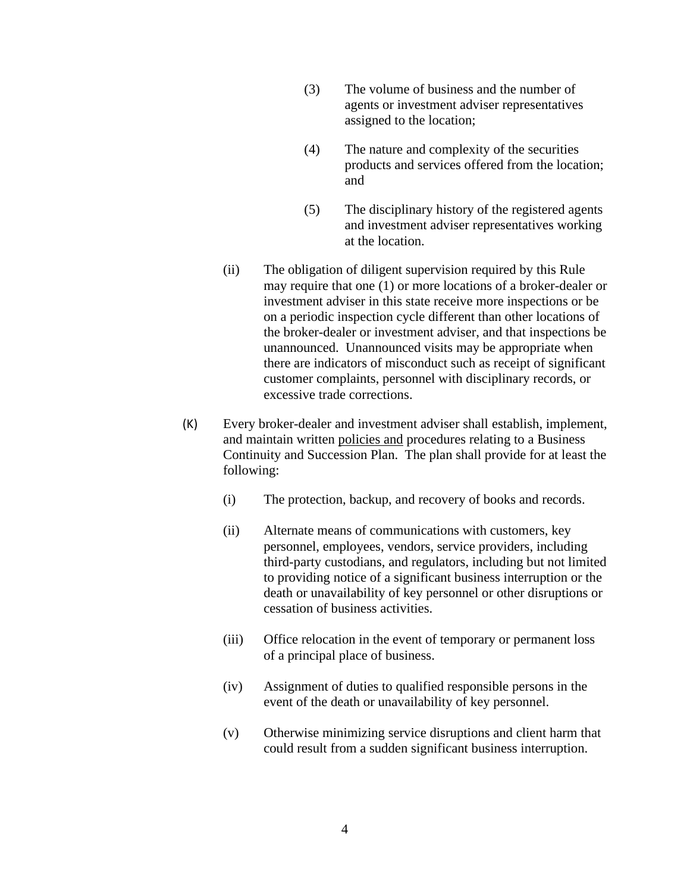(3) The volume of business and the number of agents or investment adviser representatives assigned to the location;

(4) The nature and complexity of the securities products and services offered from the location; and

(5) The disciplinary history of the registered agents and investment adviser representatives working at the location.

(ii) The obligation of diligent supervision required by this Rule may require that one (1) or more locations of a broker-dealer or investment adviser in this state receive more inspections or be on a periodic inspection cycle different than other locations of the broker-dealer or investment adviser, and that inspections be unannounced. Unannounced visits may be appropriate when there are indicators of misconduct such as receipt of significant customer complaints, personnel with disciplinary records, or excessive trade corrections.

(K) Every broker-dealer and investment adviser shall establish, implement, and maintain written <u>policies and</u> procedures relating to a Business Continuity and Succession Plan. The plan shall provide for at least the following:

(i) The protection, backup, and recovery of books and records.

(ii) Alternate means of communications with customers, key personnel, employees, vendors, service providers, including third-party custodians, and regulators, including but not limited to providing notice of a significant business interruption or the death or unavailability of key personnel or other disruptions or cessation of business activities.

(iii) Office relocation in the event of temporary or permanent loss of a principal place of business.

(iv) Assignment of duties to qualified responsible persons in the event of the death or unavailability of key personnel.

(v) Otherwise minimizing service disruptions and client harm that could result from a sudden significant business interruption.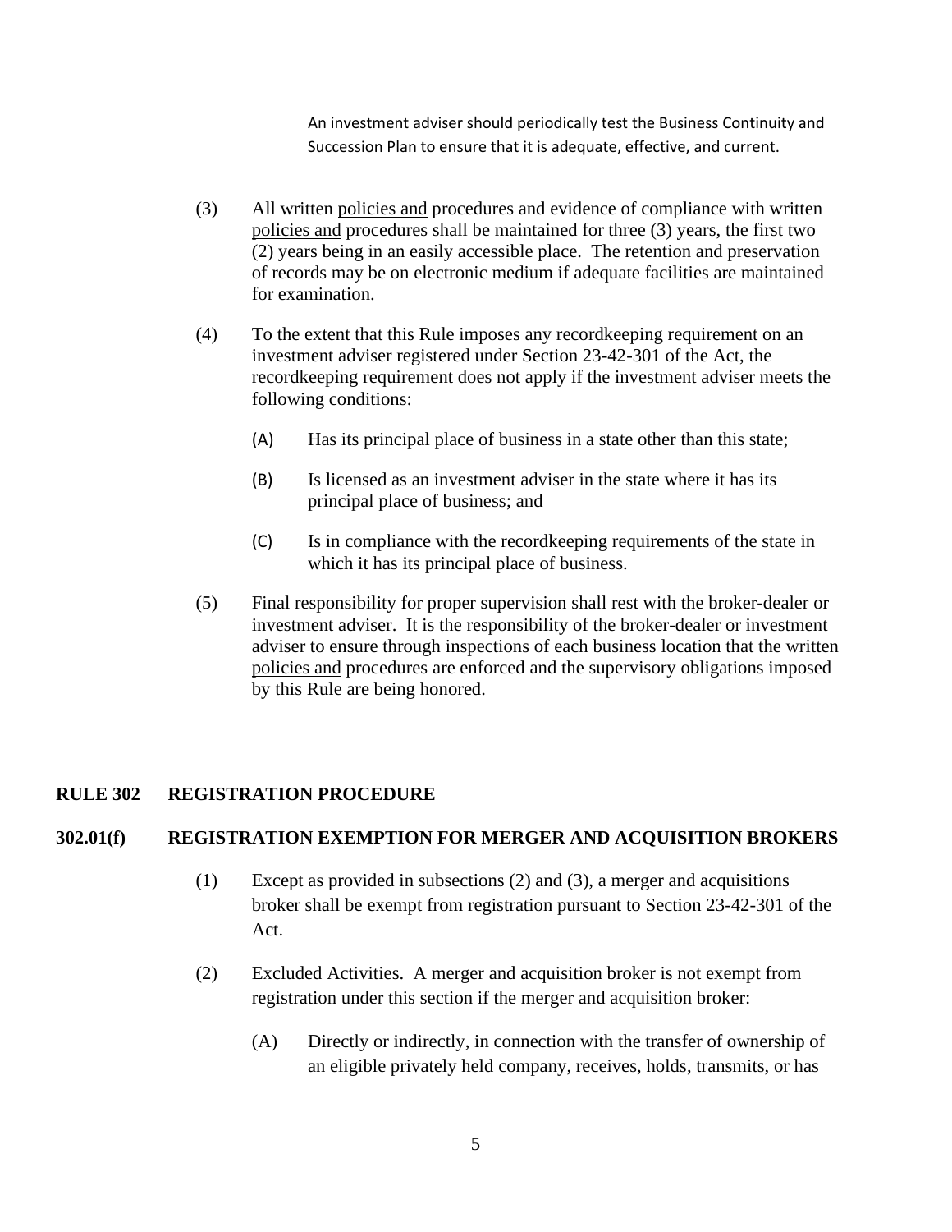An investment adviser should periodically test the Business Continuity and Succession Plan to ensure that it is adequate, effective, and current.

(3) All written <u>policies and</u> procedures and evidence of compliance with written <u>policies and</u> procedures shall be maintained for three (3) years, the first two (2) years being in an easily accessible place. The retention and preservation of records may be on electronic medium if adequate facilities are maintained for examination.

(4) To the extent that this Rule imposes any recordkeeping requirement on an investment adviser registered under Section 23-42-301 of the Act, the recordkeeping requirement does not apply if the investment adviser meets the following conditions:

(A) Has its principal place of business in a state other than this state;

(B) Is licensed as an investment adviser in the state where it has its principal place of business; and

(C) Is in compliance with the recordkeeping requirements of the state in which it has its principal place of business.

(5) Final responsibility for proper supervision shall rest with the broker-dealer or investment adviser. It is the responsibility of the broker-dealer or investment adviser to ensure through inspections of each business location that the written <u>policies and</u> procedures are enforced and the supervisory obligations imposed by this Rule are being honored.

## RULE 302 REGISTRATION PROCEDURE

### 302.01(f) REGISTRATION EXEMPTION FOR MERGER AND ACQUISITION BROKERS

(1) Except as provided in subsections (2) and (3), a merger and acquisitions broker shall be exempt from registration pursuant to Section 23-42-301 of the Act.

(2) Excluded Activities. A merger and acquisition broker is not exempt from registration under this section if the merger and acquisition broker:

(A) Directly or indirectly, in connection with the transfer of ownership of an eligible privately held company, receives, holds, transmits, or has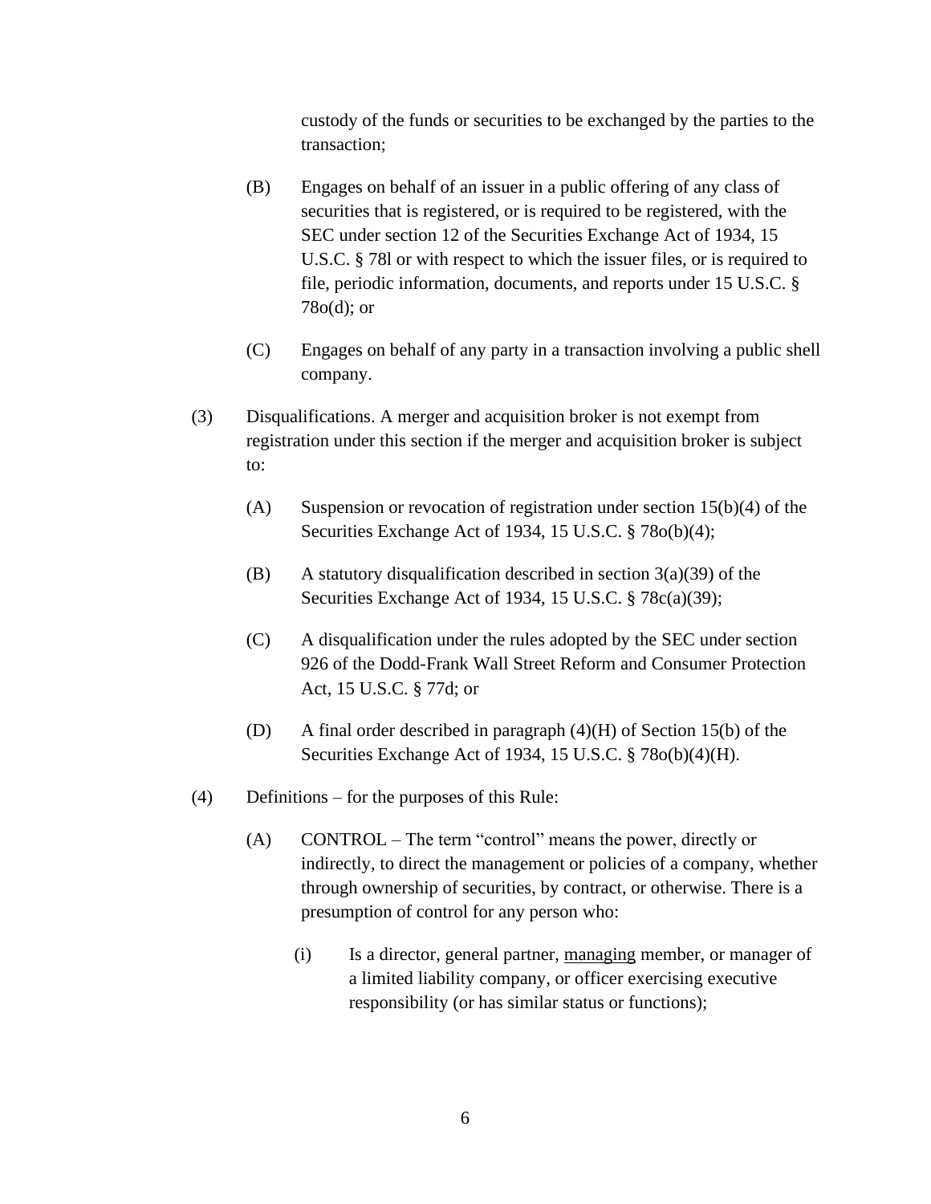custody of the funds or securities to be exchanged by the parties to the transaction;

(B) Engages on behalf of an issuer in a public offering of any class of securities that is registered, or is required to be registered, with the SEC under section 12 of the Securities Exchange Act of 1934, 15 U.S.C. § 78l or with respect to which the issuer files, or is required to file, periodic information, documents, and reports under 15 U.S.C. § 78o(d); or

(C) Engages on behalf of any party in a transaction involving a public shell company.

(3) Disqualifications. A merger and acquisition broker is not exempt from registration under this section if the merger and acquisition broker is subject to:

(A) Suspension or revocation of registration under section 15(b)(4) of the Securities Exchange Act of 1934, 15 U.S.C. § 78o(b)(4);

(B) A statutory disqualification described in section 3(a)(39) of the Securities Exchange Act of 1934, 15 U.S.C. § 78c(a)(39);

(C) A disqualification under the rules adopted by the SEC under section 926 of the Dodd-Frank Wall Street Reform and Consumer Protection Act, 15 U.S.C. § 77d; or

(D) A final order described in paragraph (4)(H) of Section 15(b) of the Securities Exchange Act of 1934, 15 U.S.C. § 78o(b)(4)(H).

(4) Definitions – for the purposes of this Rule:

(A) CONTROL – The term "control" means the power, directly or indirectly, to direct the management or policies of a company, whether through ownership of securities, by contract, or otherwise. There is a presumption of control for any person who:

(i) Is a director, general partner, <u>managing</u> member, or manager of a limited liability company, or officer exercising executive responsibility (or has similar status or functions);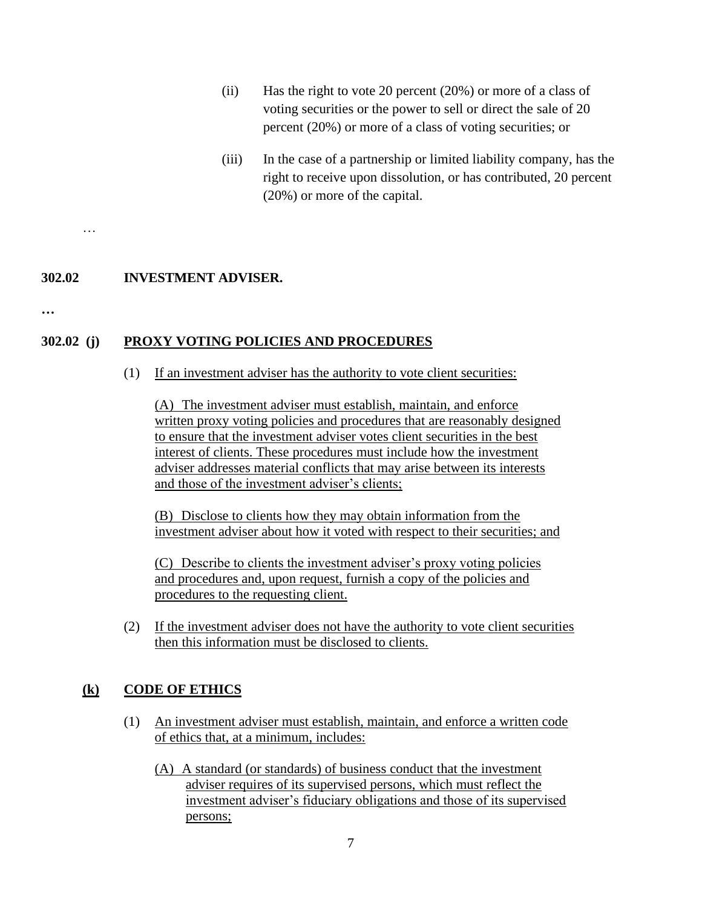(ii) Has the right to vote 20 percent (20%) or more of a class of voting securities or the power to sell or direct the sale of 20 percent (20%) or more of a class of voting securities; or

(iii) In the case of a partnership or limited liability company, has the right to receive upon dissolution, or has contributed, 20 percent (20%) or more of the capital.

…

**302.02 INVESTMENT ADVISER.**

**…**

**302.02 (j) PROXY VOTING POLICIES AND PROCEDURES**

(1) If an investment adviser has the authority to vote client securities:

(A) The investment adviser must establish, maintain, and enforce written proxy voting policies and procedures that are reasonably designed to ensure that the investment adviser votes client securities in the best interest of clients. These procedures must include how the investment adviser addresses material conflicts that may arise between its interests and those of the investment adviser's clients;

(B) Disclose to clients how they may obtain information from the investment adviser about how it voted with respect to their securities; and

(C) Describe to clients the investment adviser's proxy voting policies and procedures and, upon request, furnish a copy of the policies and procedures to the requesting client.

(2) If the investment adviser does not have the authority to vote client securities then this information must be disclosed to clients.

**(k) CODE OF ETHICS**

(1) An investment adviser must establish, maintain, and enforce a written code of ethics that, at a minimum, includes:

(A) A standard (or standards) of business conduct that the investment adviser requires of its supervised persons, which must reflect the investment adviser's fiduciary obligations and those of its supervised persons;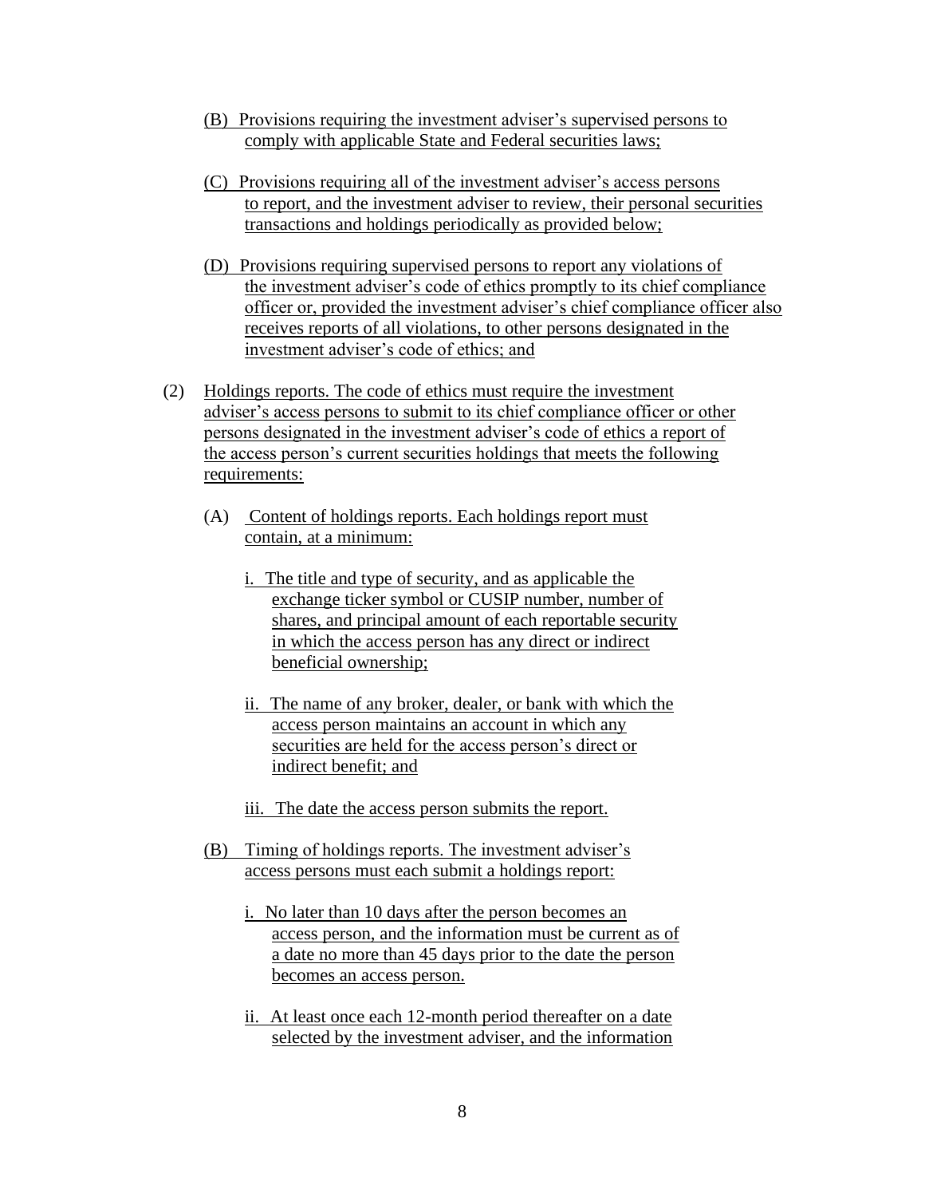(B) Provisions requiring the investment adviser's supervised persons to comply with applicable State and Federal securities laws;

(C) Provisions requiring all of the investment adviser's access persons to report, and the investment adviser to review, their personal securities transactions and holdings periodically as provided below;

(D) Provisions requiring supervised persons to report any violations of the investment adviser's code of ethics promptly to its chief compliance officer or, provided the investment adviser's chief compliance officer also receives reports of all violations, to other persons designated in the investment adviser's code of ethics; and

(2) Holdings reports. The code of ethics must require the investment adviser's access persons to submit to its chief compliance officer or other persons designated in the investment adviser's code of ethics a report of the access person's current securities holdings that meets the following requirements:

(A) Content of holdings reports. Each holdings report must contain, at a minimum:

i. The title and type of security, and as applicable the exchange ticker symbol or CUSIP number, number of shares, and principal amount of each reportable security in which the access person has any direct or indirect beneficial ownership;

ii. The name of any broker, dealer, or bank with which the access person maintains an account in which any securities are held for the access person's direct or indirect benefit; and

iii. The date the access person submits the report.

(B) Timing of holdings reports. The investment adviser's access persons must each submit a holdings report:

i. No later than 10 days after the person becomes an access person, and the information must be current as of a date no more than 45 days prior to the date the person becomes an access person.

ii. At least once each 12-month period thereafter on a date selected by the investment adviser, and the information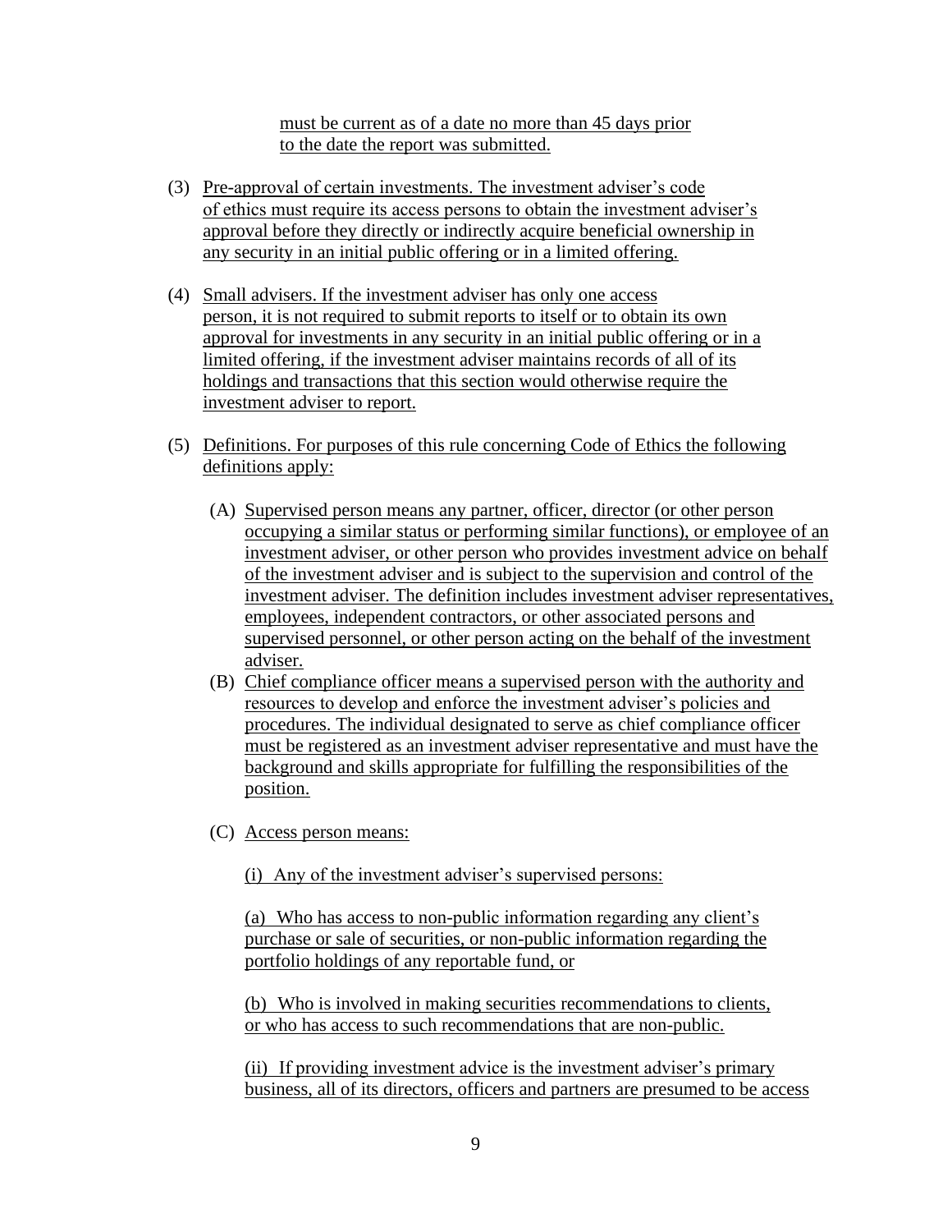must be current as of a date no more than 45 days prior to the date the report was submitted.

(3) Pre-approval of certain investments. The investment adviser's code of ethics must require its access persons to obtain the investment adviser's approval before they directly or indirectly acquire beneficial ownership in any security in an initial public offering or in a limited offering.

(4) Small advisers. If the investment adviser has only one access person, it is not required to submit reports to itself or to obtain its own approval for investments in any security in an initial public offering or in a limited offering, if the investment adviser maintains records of all of its holdings and transactions that this section would otherwise require the investment adviser to report.

(5) Definitions. For purposes of this rule concerning Code of Ethics the following definitions apply:

(A) Supervised person means any partner, officer, director (or other person occupying a similar status or performing similar functions), or employee of an investment adviser, or other person who provides investment advice on behalf of the investment adviser and is subject to the supervision and control of the investment adviser. The definition includes investment adviser representatives, employees, independent contractors, or other associated persons and supervised personnel, or other person acting on the behalf of the investment adviser.

(B) Chief compliance officer means a supervised person with the authority and resources to develop and enforce the investment adviser's policies and procedures. The individual designated to serve as chief compliance officer must be registered as an investment adviser representative and must have the background and skills appropriate for fulfilling the responsibilities of the position.

(C) Access person means:

(i) Any of the investment adviser's supervised persons:

(a) Who has access to non-public information regarding any client's purchase or sale of securities, or non-public information regarding the portfolio holdings of any reportable fund, or

(b) Who is involved in making securities recommendations to clients, or who has access to such recommendations that are non-public.

(ii) If providing investment advice is the investment adviser's primary business, all of its directors, officers and partners are presumed to be access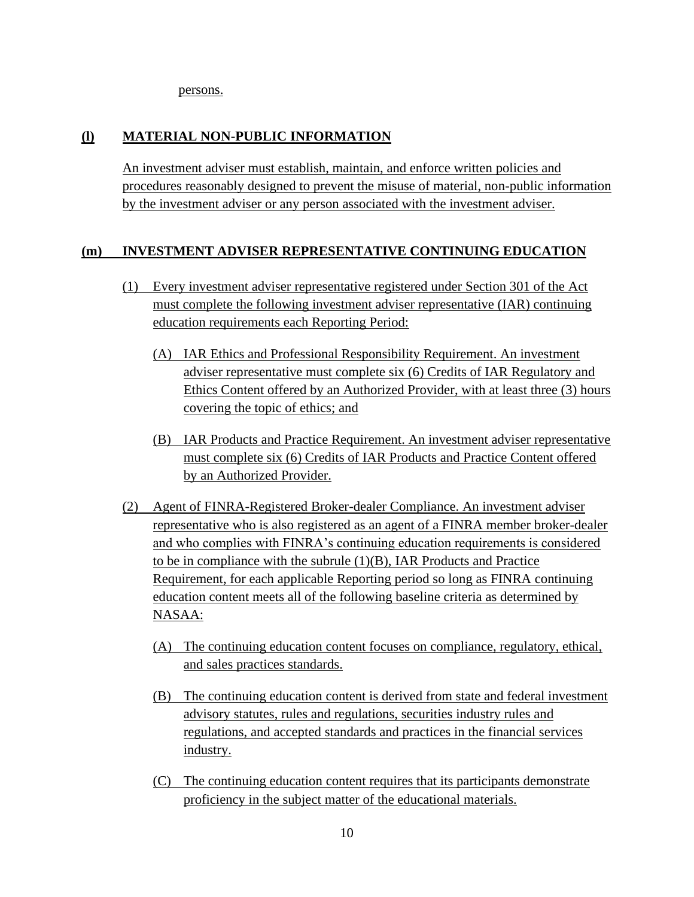persons.

## (l) MATERIAL NON-PUBLIC INFORMATION

An investment adviser must establish, maintain, and enforce written policies and procedures reasonably designed to prevent the misuse of material, non-public information by the investment adviser or any person associated with the investment adviser.

## (m) INVESTMENT ADVISER REPRESENTATIVE CONTINUING EDUCATION

(1) Every investment adviser representative registered under Section 301 of the Act must complete the following investment adviser representative (IAR) continuing education requirements each Reporting Period:

(A) IAR Ethics and Professional Responsibility Requirement. An investment adviser representative must complete six (6) Credits of IAR Regulatory and Ethics Content offered by an Authorized Provider, with at least three (3) hours covering the topic of ethics; and

(B) IAR Products and Practice Requirement. An investment adviser representative must complete six (6) Credits of IAR Products and Practice Content offered by an Authorized Provider.

(2) Agent of FINRA-Registered Broker-dealer Compliance. An investment adviser representative who is also registered as an agent of a FINRA member broker-dealer and who complies with FINRA's continuing education requirements is considered to be in compliance with the subrule (1)(B), IAR Products and Practice Requirement, for each applicable Reporting period so long as FINRA continuing education content meets all of the following baseline criteria as determined by NASAA:

(A) The continuing education content focuses on compliance, regulatory, ethical, and sales practices standards.

(B) The continuing education content is derived from state and federal investment advisory statutes, rules and regulations, securities industry rules and regulations, and accepted standards and practices in the financial services industry.

(C) The continuing education content requires that its participants demonstrate proficiency in the subject matter of the educational materials.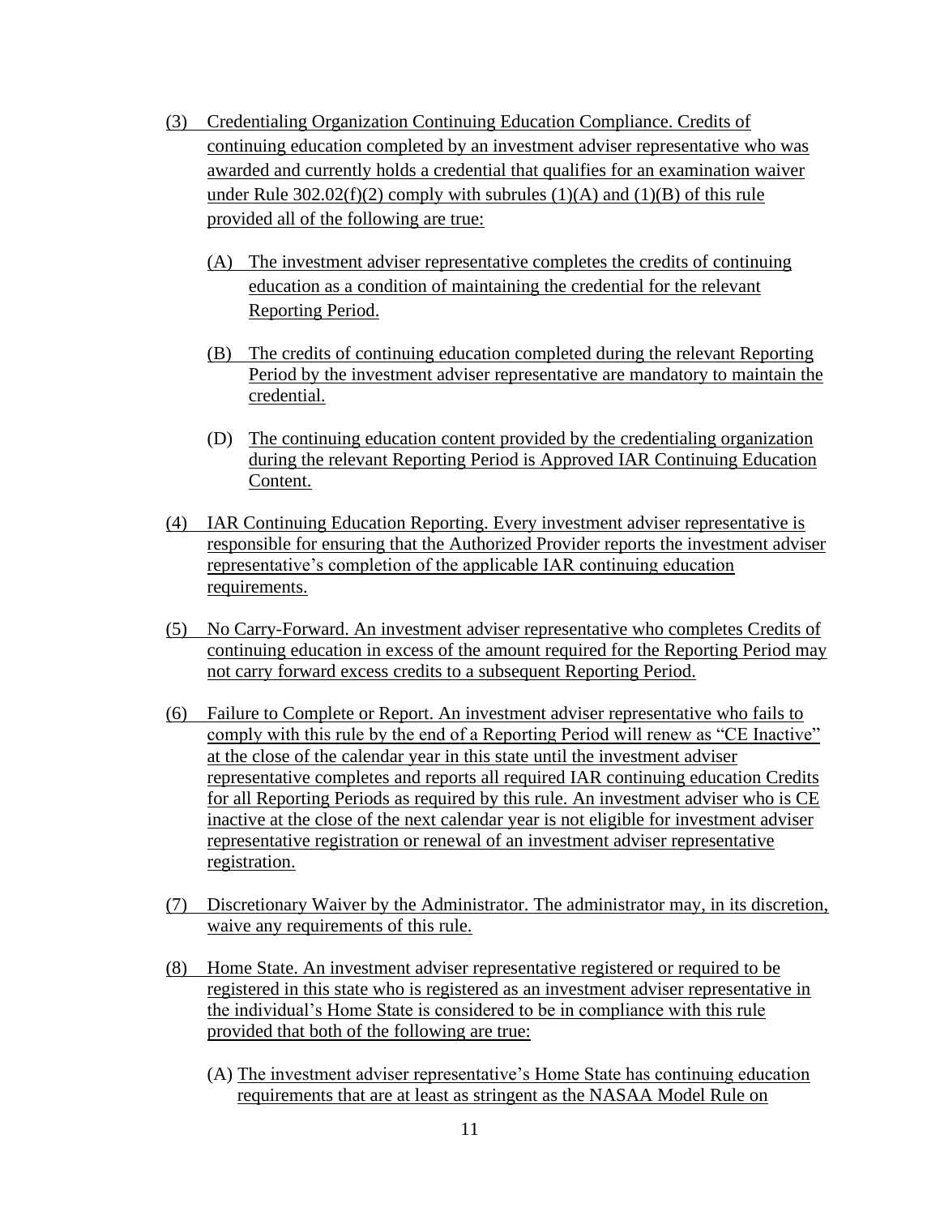(3) Credentialing Organization Continuing Education Compliance. Credits of continuing education completed by an investment adviser representative who was awarded and currently holds a credential that qualifies for an examination waiver under Rule 302.02(f)(2) comply with subrules (1)(A) and (1)(B) of this rule provided all of the following are true:

  (A) The investment adviser representative completes the credits of continuing education as a condition of maintaining the credential for the relevant Reporting Period.

  (B) The credits of continuing education completed during the relevant Reporting Period by the investment adviser representative are mandatory to maintain the credential.

  (D) The continuing education content provided by the credentialing organization during the relevant Reporting Period is Approved IAR Continuing Education Content.

(4) IAR Continuing Education Reporting. Every investment adviser representative is responsible for ensuring that the Authorized Provider reports the investment adviser representative's completion of the applicable IAR continuing education requirements.

(5) No Carry-Forward. An investment adviser representative who completes Credits of continuing education in excess of the amount required for the Reporting Period may not carry forward excess credits to a subsequent Reporting Period.

(6) Failure to Complete or Report. An investment adviser representative who fails to comply with this rule by the end of a Reporting Period will renew as "CE Inactive" at the close of the calendar year in this state until the investment adviser representative completes and reports all required IAR continuing education Credits for all Reporting Periods as required by this rule. An investment adviser who is CE inactive at the close of the next calendar year is not eligible for investment adviser representative registration or renewal of an investment adviser representative registration.

(7) Discretionary Waiver by the Administrator. The administrator may, in its discretion, waive any requirements of this rule.

(8) Home State. An investment adviser representative registered or required to be registered in this state who is registered as an investment adviser representative in the individual's Home State is considered to be in compliance with this rule provided that both of the following are true:

  (A) The investment adviser representative's Home State has continuing education requirements that are at least as stringent as the NASAA Model Rule on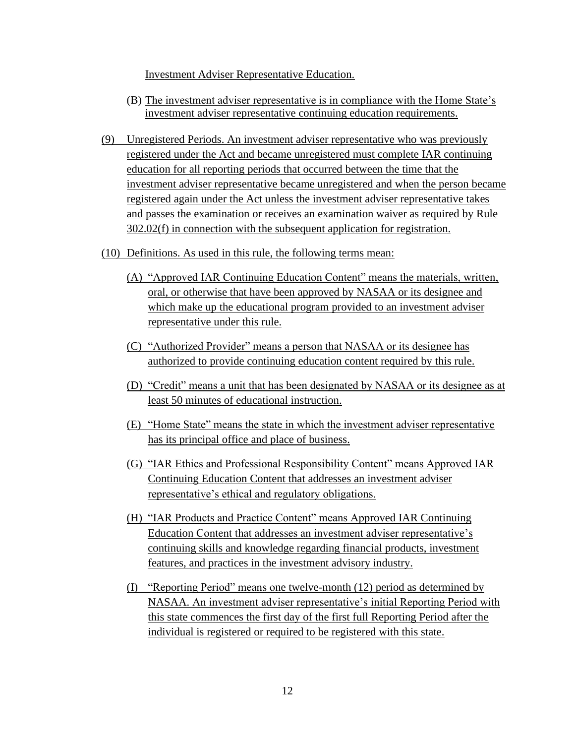Investment Adviser Representative Education.

(B) The investment adviser representative is in compliance with the Home State's investment adviser representative continuing education requirements.

(9) Unregistered Periods. An investment adviser representative who was previously registered under the Act and became unregistered must complete IAR continuing education for all reporting periods that occurred between the time that the investment adviser representative became unregistered and when the person became registered again under the Act unless the investment adviser representative takes and passes the examination or receives an examination waiver as required by Rule 302.02(f) in connection with the subsequent application for registration.

(10) Definitions. As used in this rule, the following terms mean:

(A) "Approved IAR Continuing Education Content" means the materials, written, oral, or otherwise that have been approved by NASAA or its designee and which make up the educational program provided to an investment adviser representative under this rule.

(C) "Authorized Provider" means a person that NASAA or its designee has authorized to provide continuing education content required by this rule.

(D) "Credit" means a unit that has been designated by NASAA or its designee as at least 50 minutes of educational instruction.

(E) "Home State" means the state in which the investment adviser representative has its principal office and place of business.

(G) "IAR Ethics and Professional Responsibility Content" means Approved IAR Continuing Education Content that addresses an investment adviser representative's ethical and regulatory obligations.

(H) "IAR Products and Practice Content" means Approved IAR Continuing Education Content that addresses an investment adviser representative's continuing skills and knowledge regarding financial products, investment features, and practices in the investment advisory industry.

(I) "Reporting Period" means one twelve-month (12) period as determined by NASAA. An investment adviser representative's initial Reporting Period with this state commences the first day of the first full Reporting Period after the individual is registered or required to be registered with this state.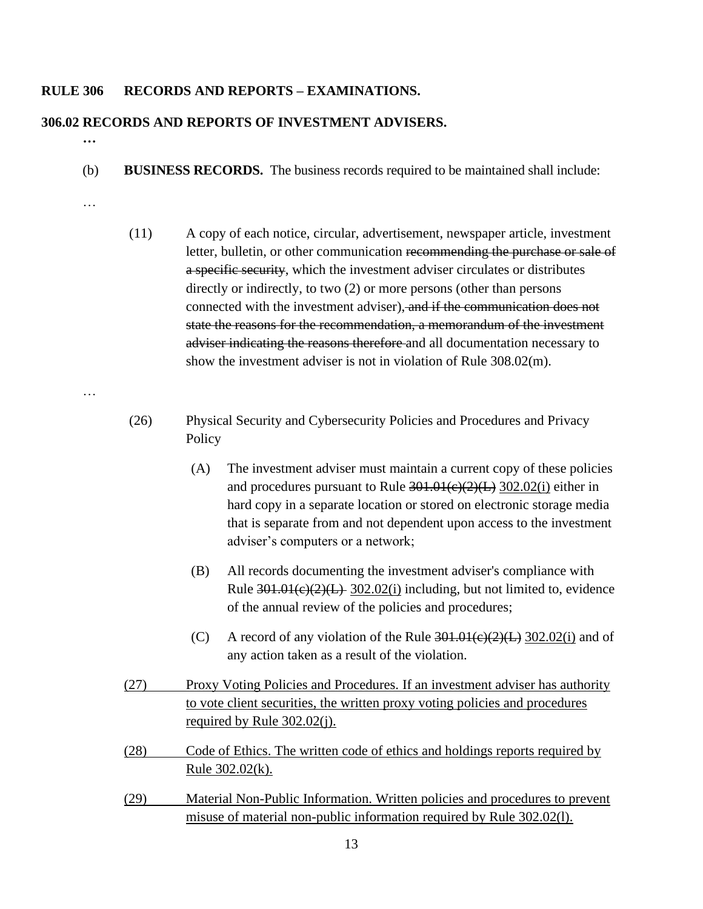**RULE 306 RECORDS AND REPORTS – EXAMINATIONS.**

**306.02 RECORDS AND REPORTS OF INVESTMENT ADVISERS.**

**…**

(b) **BUSINESS RECORDS.** The business records required to be maintained shall include:

…

(11) A copy of each notice, circular, advertisement, newspaper article, investment letter, bulletin, or other communication ~~recommending the purchase or sale of a specific security~~, which the investment adviser circulates or distributes directly or indirectly, to two (2) or more persons (other than persons connected with the investment adviser)~~, and if the communication does not state the reasons for the recommendation, a memorandum of the investment adviser indicating the reasons therefore~~ and all documentation necessary to show the investment adviser is not in violation of Rule 308.02(m).

…

(26) Physical Security and Cybersecurity Policies and Procedures and Privacy Policy

(A) The investment adviser must maintain a current copy of these policies and procedures pursuant to Rule ~~301.01(c)(2)(L)~~ <u>302.02(i)</u> either in hard copy in a separate location or stored on electronic storage media that is separate from and not dependent upon access to the investment adviser's computers or a network;

(B) All records documenting the investment adviser's compliance with Rule ~~301.01(c)(2)(L)~~ <u>302.02(i)</u> including, but not limited to, evidence of the annual review of the policies and procedures;

(C) A record of any violation of the Rule ~~301.01(c)(2)(L)~~ <u>302.02(i)</u> and of any action taken as a result of the violation.

<u>(27) Proxy Voting Policies and Procedures. If an investment adviser has authority to vote client securities, the written proxy voting policies and procedures required by Rule 302.02(j).</u>

<u>(28) Code of Ethics. The written code of ethics and holdings reports required by Rule 302.02(k).</u>

<u>(29) Material Non-Public Information. Written policies and procedures to prevent misuse of material non-public information required by Rule 302.02(l).</u>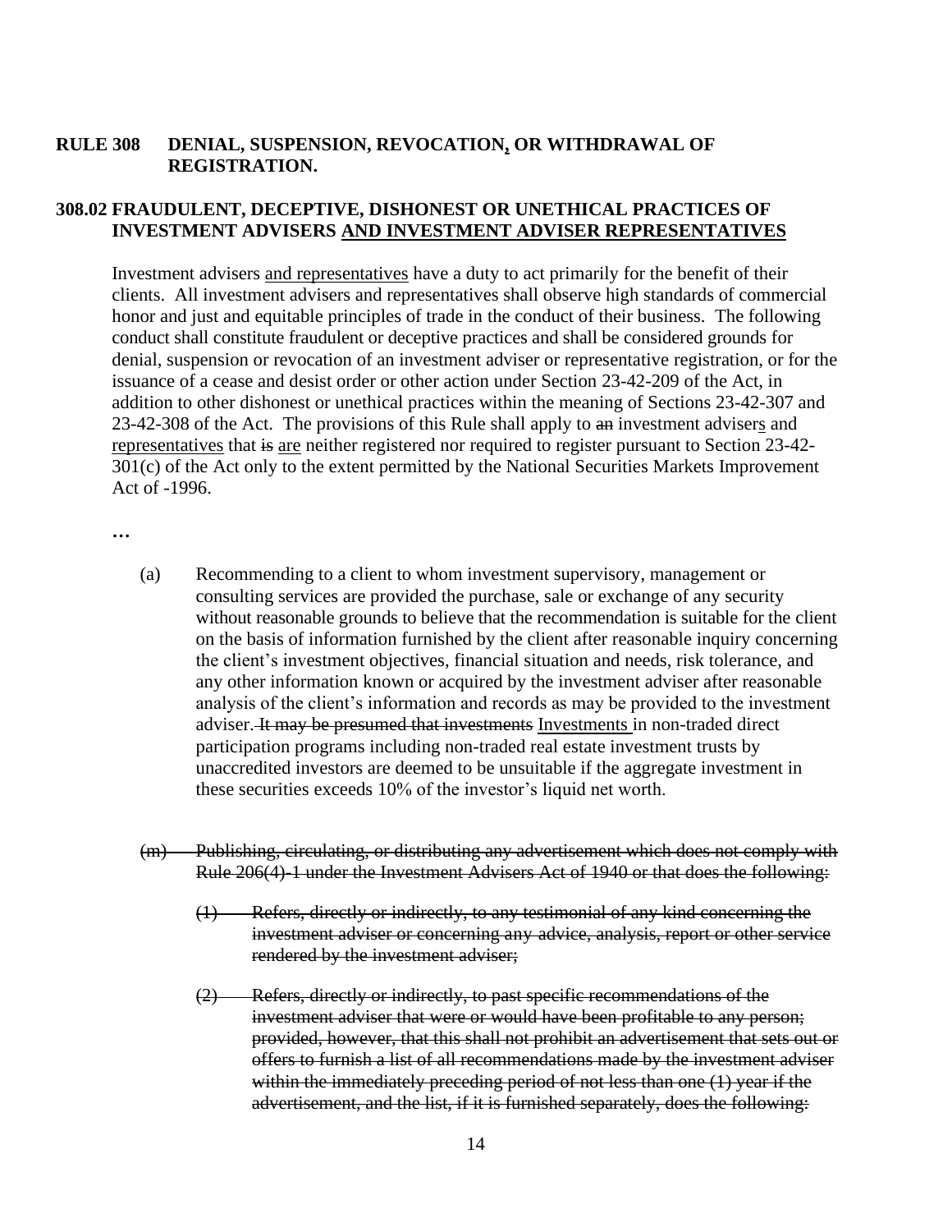**RULE 308 DENIAL, SUSPENSION, REVOCATION, OR WITHDRAWAL OF REGISTRATION.**

**308.02 FRAUDULENT, DECEPTIVE, DISHONEST OR UNETHICAL PRACTICES OF INVESTMENT ADVISERS AND INVESTMENT ADVISER REPRESENTATIVES**

Investment advisers and representatives have a duty to act primarily for the benefit of their clients. All investment advisers and representatives shall observe high standards of commercial honor and just and equitable principles of trade in the conduct of their business. The following conduct shall constitute fraudulent or deceptive practices and shall be considered grounds for denial, suspension or revocation of an investment adviser or representative registration, or for the issuance of a cease and desist order or other action under Section 23-42-209 of the Act, in addition to other dishonest or unethical practices within the meaning of Sections 23-42-307 and 23-42-308 of the Act. The provisions of this Rule shall apply to ~~an~~ investment advisers and representatives that ~~is~~ are neither registered nor required to register pursuant to Section 23-42-301(c) of the Act only to the extent permitted by the National Securities Markets Improvement Act of -1996.

…

(a) Recommending to a client to whom investment supervisory, management or consulting services are provided the purchase, sale or exchange of any security without reasonable grounds to believe that the recommendation is suitable for the client on the basis of information furnished by the client after reasonable inquiry concerning the client's investment objectives, financial situation and needs, risk tolerance, and any other information known or acquired by the investment adviser after reasonable analysis of the client's information and records as may be provided to the investment adviser. ~~It may be presumed that investments~~ Investments in non-traded direct participation programs including non-traded real estate investment trusts by unaccredited investors are deemed to be unsuitable if the aggregate investment in these securities exceeds 10% of the investor's liquid net worth.

~~(m) Publishing, circulating, or distributing any advertisement which does not comply with Rule 206(4)-1 under the Investment Advisers Act of 1940 or that does the following:~~

~~(1) Refers, directly or indirectly, to any testimonial of any kind concerning the investment adviser or concerning any advice, analysis, report or other service rendered by the investment adviser;~~

~~(2) Refers, directly or indirectly, to past specific recommendations of the investment adviser that were or would have been profitable to any person; provided, however, that this shall not prohibit an advertisement that sets out or offers to furnish a list of all recommendations made by the investment adviser within the immediately preceding period of not less than one (1) year if the advertisement, and the list, if it is furnished separately, does the following:~~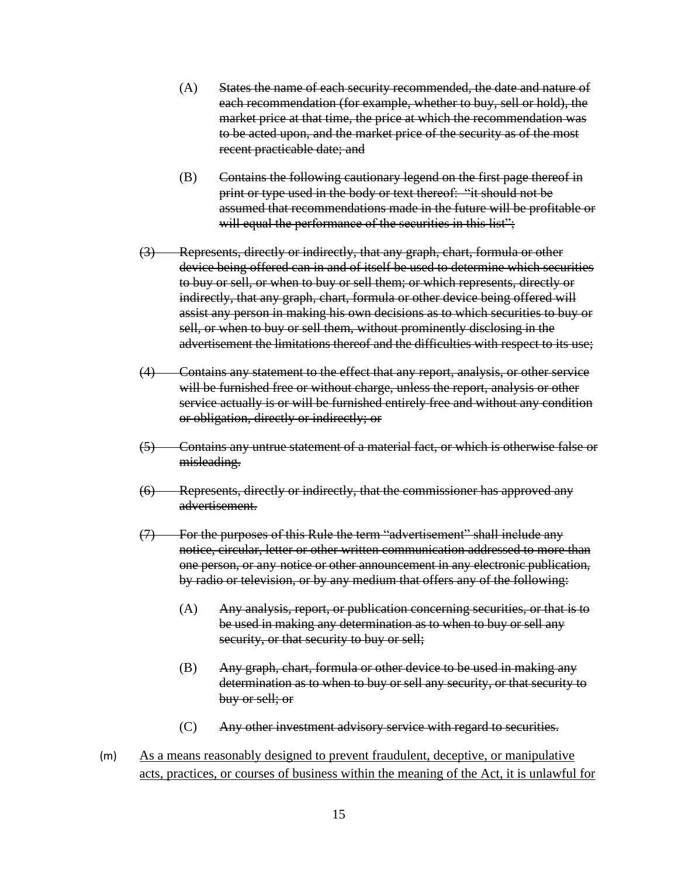(A) ~~States the name of each security recommended, the date and nature of each recommendation (for example, whether to buy, sell or hold), the market price at that time, the price at which the recommendation was to be acted upon, and the market price of the security as of the most recent practicable date; and~~

(B) ~~Contains the following cautionary legend on the first page thereof in print or type used in the body or text thereof: "it should not be assumed that recommendations made in the future will be profitable or will equal the performance of the securities in this list";~~

~~(3) Represents, directly or indirectly, that any graph, chart, formula or other device being offered can in and of itself be used to determine which securities to buy or sell, or when to buy or sell them; or which represents, directly or indirectly, that any graph, chart, formula or other device being offered will assist any person in making his own decisions as to which securities to buy or sell, or when to buy or sell them, without prominently disclosing in the advertisement the limitations thereof and the difficulties with respect to its use;~~

~~(4) Contains any statement to the effect that any report, analysis, or other service will be furnished free or without charge, unless the report, analysis or other service actually is or will be furnished entirely free and without any condition or obligation, directly or indirectly; or~~

~~(5) Contains any untrue statement of a material fact, or which is otherwise false or misleading.~~

~~(6) Represents, directly or indirectly, that the commissioner has approved any advertisement.~~

~~(7) For the purposes of this Rule the term "advertisement" shall include any notice, circular, letter or other written communication addressed to more than one person, or any notice or other announcement in any electronic publication, by radio or television, or by any medium that offers any of the following:~~

(A) ~~Any analysis, report, or publication concerning securities, or that is to be used in making any determination as to when to buy or sell any security, or that security to buy or sell;~~

(B) ~~Any graph, chart, formula or other device to be used in making any determination as to when to buy or sell any security, or that security to buy or sell; or~~

(C) ~~Any other investment advisory service with regard to securities.~~

(m) <u>As a means reasonably designed to prevent fraudulent, deceptive, or manipulative acts, practices, or courses of business within the meaning of the Act, it is unlawful for</u>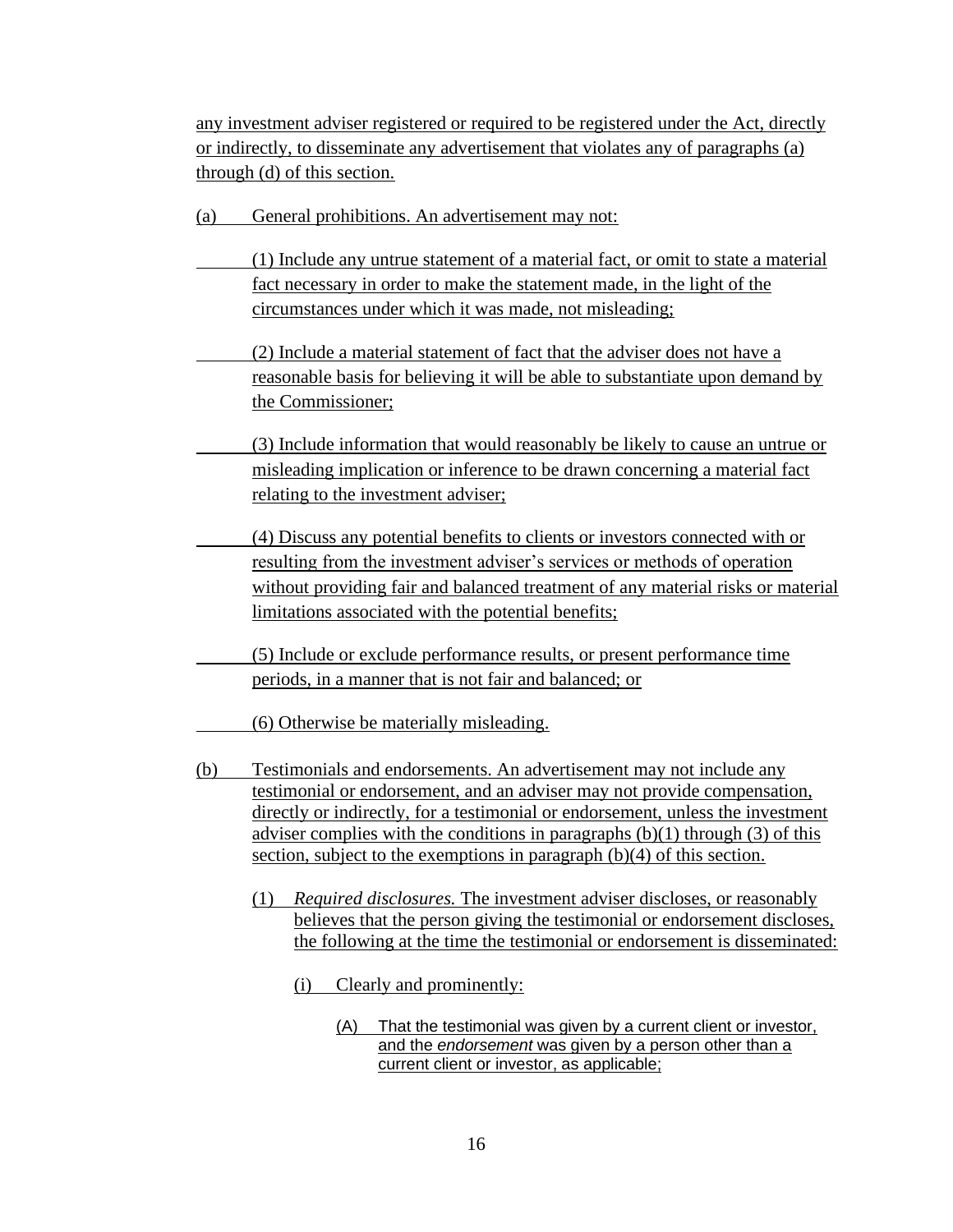any investment adviser registered or required to be registered under the Act, directly or indirectly, to disseminate any advertisement that violates any of paragraphs (a) through (d) of this section.

(a) General prohibitions. An advertisement may not:

(1) Include any untrue statement of a material fact, or omit to state a material fact necessary in order to make the statement made, in the light of the circumstances under which it was made, not misleading;

(2) Include a material statement of fact that the adviser does not have a reasonable basis for believing it will be able to substantiate upon demand by the Commissioner;

(3) Include information that would reasonably be likely to cause an untrue or misleading implication or inference to be drawn concerning a material fact relating to the investment adviser;

(4) Discuss any potential benefits to clients or investors connected with or resulting from the investment adviser's services or methods of operation without providing fair and balanced treatment of any material risks or material limitations associated with the potential benefits;

(5) Include or exclude performance results, or present performance time periods, in a manner that is not fair and balanced; or

(6) Otherwise be materially misleading.

(b) Testimonials and endorsements. An advertisement may not include any testimonial or endorsement, and an adviser may not provide compensation, directly or indirectly, for a testimonial or endorsement, unless the investment adviser complies with the conditions in paragraphs (b)(1) through (3) of this section, subject to the exemptions in paragraph (b)(4) of this section.

(1) *Required disclosures.* The investment adviser discloses, or reasonably believes that the person giving the testimonial or endorsement discloses, the following at the time the testimonial or endorsement is disseminated:

(i) Clearly and prominently:

(A) That the testimonial was given by a current client or investor, and the *endorsement* was given by a person other than a current client or investor, as applicable;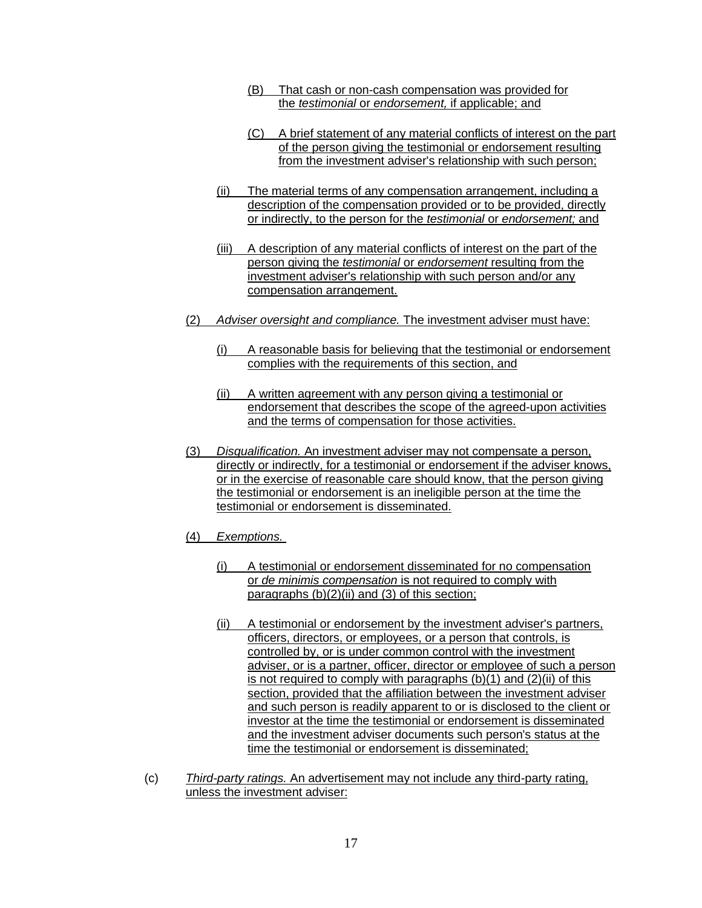(B) That cash or non-cash compensation was provided for the *testimonial* or *endorsement,* if applicable; and

(C) A brief statement of any material conflicts of interest on the part of the person giving the testimonial or endorsement resulting from the investment adviser's relationship with such person;

(ii) The material terms of any compensation arrangement, including a description of the compensation provided or to be provided, directly or indirectly, to the person for the *testimonial* or *endorsement;* and

(iii) A description of any material conflicts of interest on the part of the person giving the *testimonial* or *endorsement* resulting from the investment adviser's relationship with such person and/or any compensation arrangement.

(2) *Adviser oversight and compliance.* The investment adviser must have:

(i) A reasonable basis for believing that the testimonial or endorsement complies with the requirements of this section, and

(ii) A written agreement with any person giving a testimonial or endorsement that describes the scope of the agreed-upon activities and the terms of compensation for those activities.

(3) *Disqualification.* An investment adviser may not compensate a person, directly or indirectly, for a testimonial or endorsement if the adviser knows, or in the exercise of reasonable care should know, that the person giving the testimonial or endorsement is an ineligible person at the time the testimonial or endorsement is disseminated.

(4) *Exemptions.*

(i) A testimonial or endorsement disseminated for no compensation or *de minimis compensation* is not required to comply with paragraphs (b)(2)(ii) and (3) of this section;

(ii) A testimonial or endorsement by the investment adviser's partners, officers, directors, or employees, or a person that controls, is controlled by, or is under common control with the investment adviser, or is a partner, officer, director or employee of such a person is not required to comply with paragraphs (b)(1) and (2)(ii) of this section, provided that the affiliation between the investment adviser and such person is readily apparent to or is disclosed to the client or investor at the time the testimonial or endorsement is disseminated and the investment adviser documents such person's status at the time the testimonial or endorsement is disseminated;

(c) *Third-party ratings.* An advertisement may not include any third-party rating, unless the investment adviser: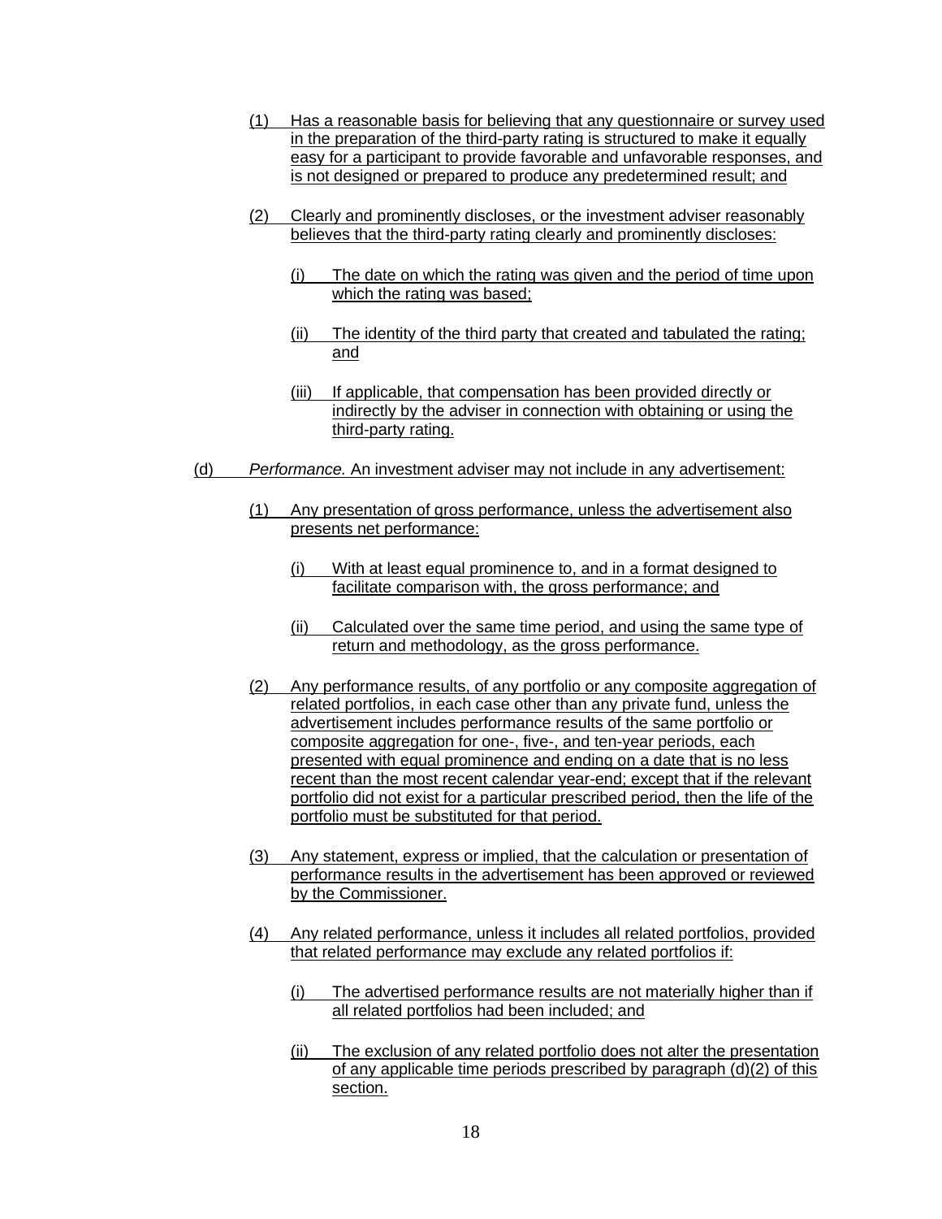(1) Has a reasonable basis for believing that any questionnaire or survey used in the preparation of the third-party rating is structured to make it equally easy for a participant to provide favorable and unfavorable responses, and is not designed or prepared to produce any predetermined result; and

(2) Clearly and prominently discloses, or the investment adviser reasonably believes that the third-party rating clearly and prominently discloses:

(i) The date on which the rating was given and the period of time upon which the rating was based;

(ii) The identity of the third party that created and tabulated the rating; and

(iii) If applicable, that compensation has been provided directly or indirectly by the adviser in connection with obtaining or using the third-party rating.

(d) *Performance.* An investment adviser may not include in any advertisement:

(1) Any presentation of gross performance, unless the advertisement also presents net performance:

(i) With at least equal prominence to, and in a format designed to facilitate comparison with, the gross performance; and

(ii) Calculated over the same time period, and using the same type of return and methodology, as the gross performance.

(2) Any performance results, of any portfolio or any composite aggregation of related portfolios, in each case other than any private fund, unless the advertisement includes performance results of the same portfolio or composite aggregation for one-, five-, and ten-year periods, each presented with equal prominence and ending on a date that is no less recent than the most recent calendar year-end; except that if the relevant portfolio did not exist for a particular prescribed period, then the life of the portfolio must be substituted for that period.

(3) Any statement, express or implied, that the calculation or presentation of performance results in the advertisement has been approved or reviewed by the Commissioner.

(4) Any related performance, unless it includes all related portfolios, provided that related performance may exclude any related portfolios if:

(i) The advertised performance results are not materially higher than if all related portfolios had been included; and

(ii) The exclusion of any related portfolio does not alter the presentation of any applicable time periods prescribed by paragraph (d)(2) of this section.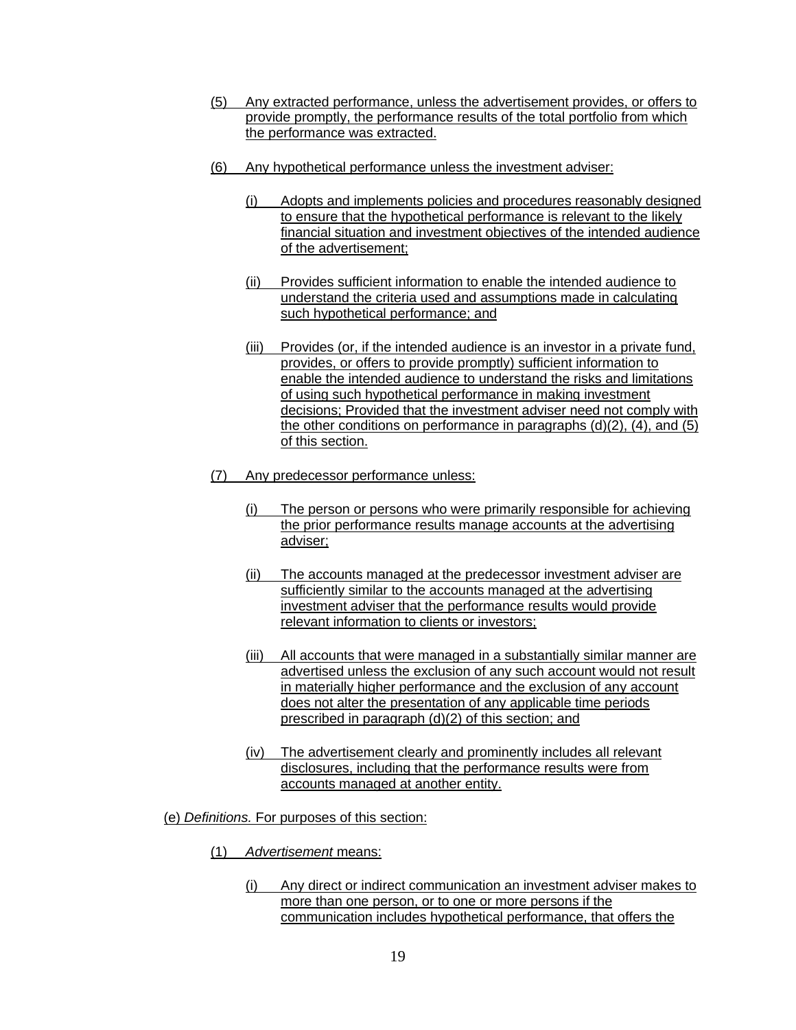(5) Any extracted performance, unless the advertisement provides, or offers to provide promptly, the performance results of the total portfolio from which the performance was extracted.

(6) Any hypothetical performance unless the investment adviser:

(i) Adopts and implements policies and procedures reasonably designed to ensure that the hypothetical performance is relevant to the likely financial situation and investment objectives of the intended audience of the advertisement;

(ii) Provides sufficient information to enable the intended audience to understand the criteria used and assumptions made in calculating such hypothetical performance; and

(iii) Provides (or, if the intended audience is an investor in a private fund, provides, or offers to provide promptly) sufficient information to enable the intended audience to understand the risks and limitations of using such hypothetical performance in making investment decisions; Provided that the investment adviser need not comply with the other conditions on performance in paragraphs (d)(2), (4), and (5) of this section.

(7) Any predecessor performance unless:

(i) The person or persons who were primarily responsible for achieving the prior performance results manage accounts at the advertising adviser;

(ii) The accounts managed at the predecessor investment adviser are sufficiently similar to the accounts managed at the advertising investment adviser that the performance results would provide relevant information to clients or investors;

(iii) All accounts that were managed in a substantially similar manner are advertised unless the exclusion of any such account would not result in materially higher performance and the exclusion of any account does not alter the presentation of any applicable time periods prescribed in paragraph (d)(2) of this section; and

(iv) The advertisement clearly and prominently includes all relevant disclosures, including that the performance results were from accounts managed at another entity.

(e) *Definitions.* For purposes of this section:

(1) *Advertisement* means:

(i) Any direct or indirect communication an investment adviser makes to more than one person, or to one or more persons if the communication includes hypothetical performance, that offers the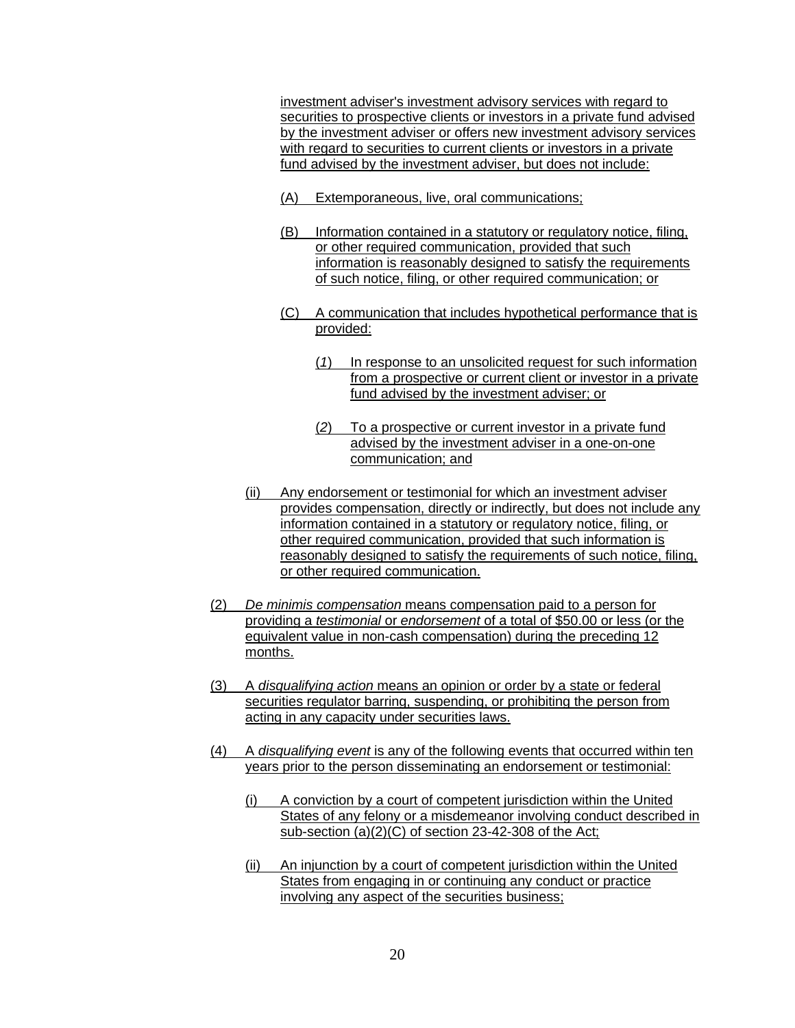investment adviser's investment advisory services with regard to securities to prospective clients or investors in a private fund advised by the investment adviser or offers new investment advisory services with regard to securities to current clients or investors in a private fund advised by the investment adviser, but does not include:

(A) Extemporaneous, live, oral communications;

(B) Information contained in a statutory or regulatory notice, filing, or other required communication, provided that such information is reasonably designed to satisfy the requirements of such notice, filing, or other required communication; or

(C) A communication that includes hypothetical performance that is provided:

(*1*) In response to an unsolicited request for such information from a prospective or current client or investor in a private fund advised by the investment adviser; or

(*2*) To a prospective or current investor in a private fund advised by the investment adviser in a one-on-one communication; and

(ii) Any endorsement or testimonial for which an investment adviser provides compensation, directly or indirectly, but does not include any information contained in a statutory or regulatory notice, filing, or other required communication, provided that such information is reasonably designed to satisfy the requirements of such notice, filing, or other required communication.

(2) *De minimis compensation* means compensation paid to a person for providing a *testimonial* or *endorsement* of a total of $50.00 or less (or the equivalent value in non-cash compensation) during the preceding 12 months.

(3) A *disqualifying action* means an opinion or order by a state or federal securities regulator barring, suspending, or prohibiting the person from acting in any capacity under securities laws.

(4) A *disqualifying event* is any of the following events that occurred within ten years prior to the person disseminating an endorsement or testimonial:

(i) A conviction by a court of competent jurisdiction within the United States of any felony or a misdemeanor involving conduct described in sub-section (a)(2)(C) of section 23-42-308 of the Act;

(ii) An injunction by a court of competent jurisdiction within the United States from engaging in or continuing any conduct or practice involving any aspect of the securities business;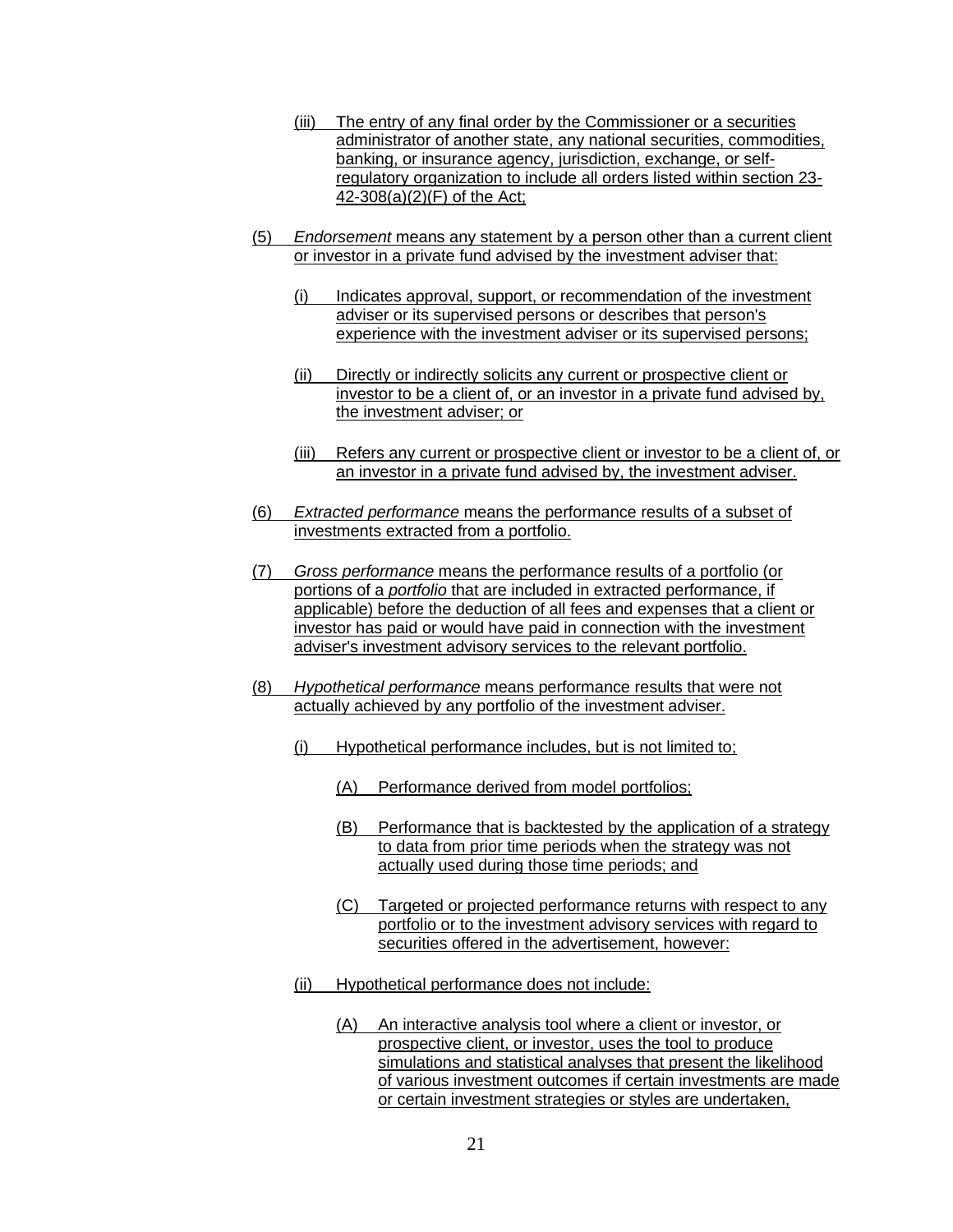(iii) The entry of any final order by the Commissioner or a securities administrator of another state, any national securities, commodities, banking, or insurance agency, jurisdiction, exchange, or self-regulatory organization to include all orders listed within section 23-42-308(a)(2)(F) of the Act;

(5) *Endorsement* means any statement by a person other than a current client or investor in a private fund advised by the investment adviser that:

(i) Indicates approval, support, or recommendation of the investment adviser or its supervised persons or describes that person's experience with the investment adviser or its supervised persons;

(ii) Directly or indirectly solicits any current or prospective client or investor to be a client of, or an investor in a private fund advised by, the investment adviser; or

(iii) Refers any current or prospective client or investor to be a client of, or an investor in a private fund advised by, the investment adviser.

(6) *Extracted performance* means the performance results of a subset of investments extracted from a portfolio.

(7) *Gross performance* means the performance results of a portfolio (or portions of a *portfolio* that are included in extracted performance, if applicable) before the deduction of all fees and expenses that a client or investor has paid or would have paid in connection with the investment adviser's investment advisory services to the relevant portfolio.

(8) *Hypothetical performance* means performance results that were not actually achieved by any portfolio of the investment adviser.

(i) Hypothetical performance includes, but is not limited to;

(A) Performance derived from model portfolios;

(B) Performance that is backtested by the application of a strategy to data from prior time periods when the strategy was not actually used during those time periods; and

(C) Targeted or projected performance returns with respect to any portfolio or to the investment advisory services with regard to securities offered in the advertisement, however:

(ii) Hypothetical performance does not include:

(A) An interactive analysis tool where a client or investor, or prospective client, or investor, uses the tool to produce simulations and statistical analyses that present the likelihood of various investment outcomes if certain investments are made or certain investment strategies or styles are undertaken,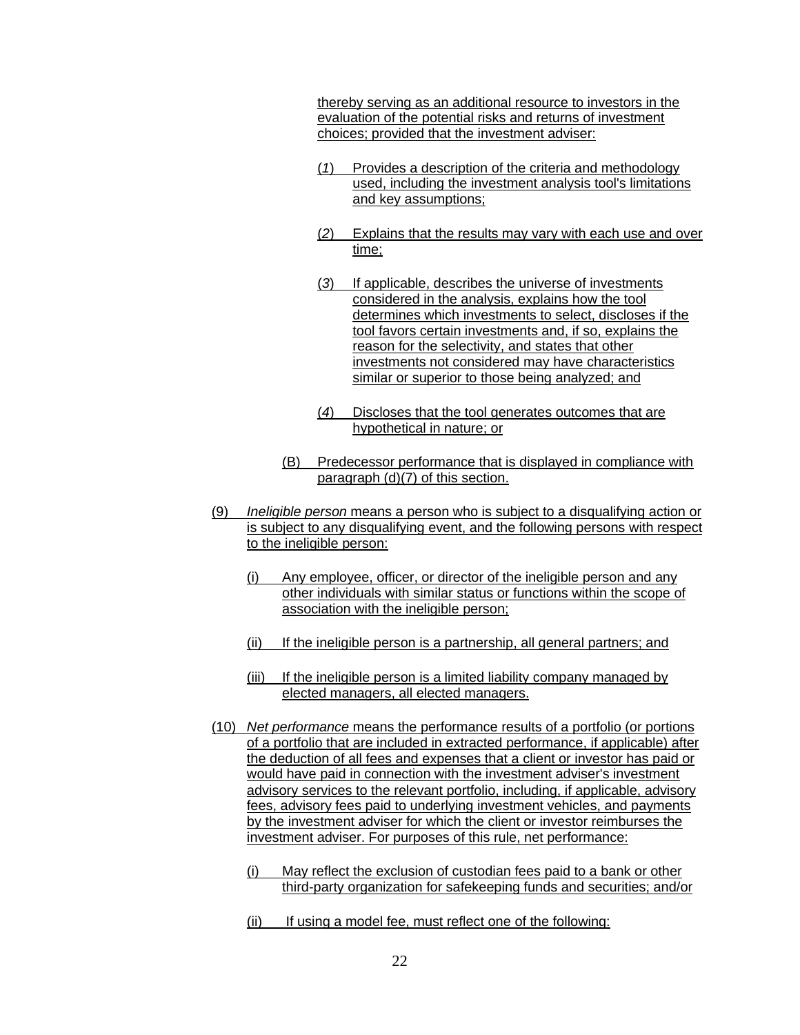thereby serving as an additional resource to investors in the evaluation of the potential risks and returns of investment choices; provided that the investment adviser:

(*1*) Provides a description of the criteria and methodology used, including the investment analysis tool's limitations and key assumptions;

(*2*) Explains that the results may vary with each use and over time;

(*3*) If applicable, describes the universe of investments considered in the analysis, explains how the tool determines which investments to select, discloses if the tool favors certain investments and, if so, explains the reason for the selectivity, and states that other investments not considered may have characteristics similar or superior to those being analyzed; and

(*4*) Discloses that the tool generates outcomes that are hypothetical in nature; or

(B) Predecessor performance that is displayed in compliance with paragraph (d)(7) of this section.

(9) *Ineligible person* means a person who is subject to a disqualifying action or is subject to any disqualifying event, and the following persons with respect to the ineligible person:

(i) Any employee, officer, or director of the ineligible person and any other individuals with similar status or functions within the scope of association with the ineligible person;

(ii) If the ineligible person is a partnership, all general partners; and

(iii) If the ineligible person is a limited liability company managed by elected managers, all elected managers.

(10) *Net performance* means the performance results of a portfolio (or portions of a portfolio that are included in extracted performance, if applicable) after the deduction of all fees and expenses that a client or investor has paid or would have paid in connection with the investment adviser's investment advisory services to the relevant portfolio, including, if applicable, advisory fees, advisory fees paid to underlying investment vehicles, and payments by the investment adviser for which the client or investor reimburses the investment adviser. For purposes of this rule, net performance:

(i) May reflect the exclusion of custodian fees paid to a bank or other third-party organization for safekeeping funds and securities; and/or

(ii) If using a model fee, must reflect one of the following: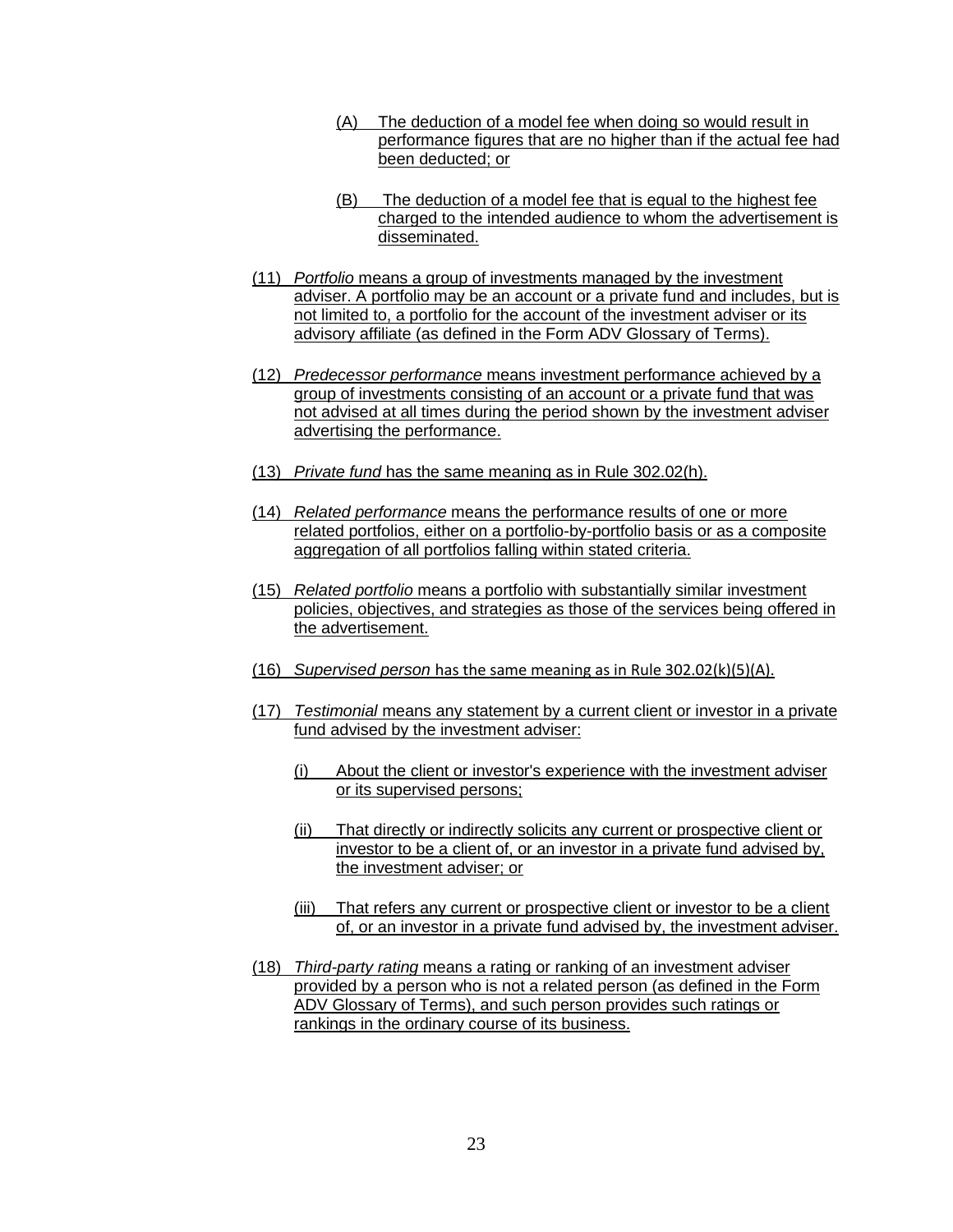(A) The deduction of a model fee when doing so would result in performance figures that are no higher than if the actual fee had been deducted; or

(B) The deduction of a model fee that is equal to the highest fee charged to the intended audience to whom the advertisement is disseminated.

(11) *Portfolio* means a group of investments managed by the investment adviser. A portfolio may be an account or a private fund and includes, but is not limited to, a portfolio for the account of the investment adviser or its advisory affiliate (as defined in the Form ADV Glossary of Terms).

(12) *Predecessor performance* means investment performance achieved by a group of investments consisting of an account or a private fund that was not advised at all times during the period shown by the investment adviser advertising the performance.

(13) *Private fund* has the same meaning as in Rule 302.02(h).

(14) *Related performance* means the performance results of one or more related portfolios, either on a portfolio-by-portfolio basis or as a composite aggregation of all portfolios falling within stated criteria.

(15) *Related portfolio* means a portfolio with substantially similar investment policies, objectives, and strategies as those of the services being offered in the advertisement.

(16) *Supervised person* has the same meaning as in Rule 302.02(k)(5)(A).

(17) *Testimonial* means any statement by a current client or investor in a private fund advised by the investment adviser:

(i) About the client or investor's experience with the investment adviser or its supervised persons;

(ii) That directly or indirectly solicits any current or prospective client or investor to be a client of, or an investor in a private fund advised by, the investment adviser; or

(iii) That refers any current or prospective client or investor to be a client of, or an investor in a private fund advised by, the investment adviser.

(18) *Third-party rating* means a rating or ranking of an investment adviser provided by a person who is not a related person (as defined in the Form ADV Glossary of Terms), and such person provides such ratings or rankings in the ordinary course of its business.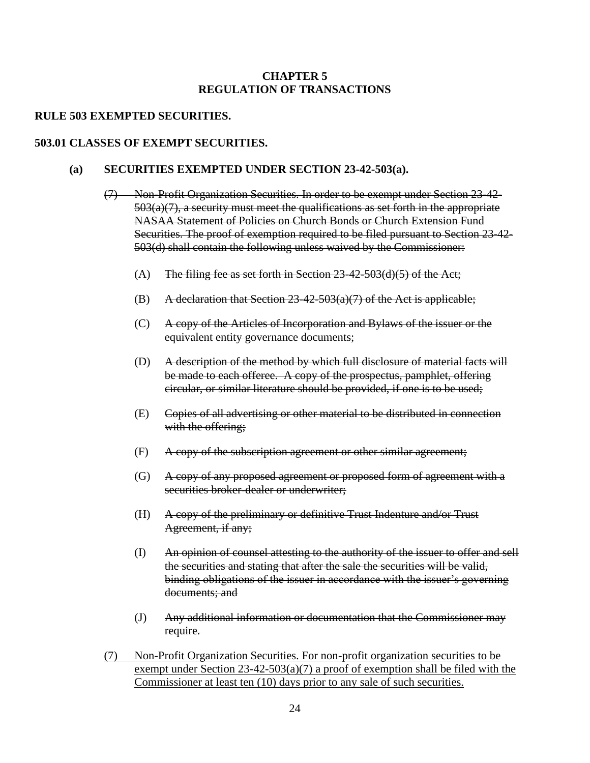**CHAPTER 5**
**REGULATION OF TRANSACTIONS**

**RULE 503 EXEMPTED SECURITIES.**

**503.01 CLASSES OF EXEMPT SECURITIES.**

**(a) SECURITIES EXEMPTED UNDER SECTION 23-42-503(a).**

~~(7) Non-Profit Organization Securities. In order to be exempt under Section 23-42-503(a)(7), a security must meet the qualifications as set forth in the appropriate NASAA Statement of Policies on Church Bonds or Church Extension Fund Securities. The proof of exemption required to be filed pursuant to Section 23-42-503(d) shall contain the following unless waived by the Commissioner:~~

(A) ~~The filing fee as set forth in Section 23-42-503(d)(5) of the Act;~~

(B) ~~A declaration that Section 23-42-503(a)(7) of the Act is applicable;~~

(C) ~~A copy of the Articles of Incorporation and Bylaws of the issuer or the equivalent entity governance documents;~~

(D) ~~A description of the method by which full disclosure of material facts will be made to each offeree. A copy of the prospectus, pamphlet, offering circular, or similar literature should be provided, if one is to be used;~~

(E) ~~Copies of all advertising or other material to be distributed in connection with the offering;~~

(F) ~~A copy of the subscription agreement or other similar agreement;~~

(G) ~~A copy of any proposed agreement or proposed form of agreement with a securities broker-dealer or underwriter;~~

(H) ~~A copy of the preliminary or definitive Trust Indenture and/or Trust Agreement, if any;~~

(I) ~~An opinion of counsel attesting to the authority of the issuer to offer and sell the securities and stating that after the sale the securities will be valid, binding obligations of the issuer in accordance with the issuer's governing documents; and~~

(J) ~~Any additional information or documentation that the Commissioner may require.~~

<u>(7) Non-Profit Organization Securities. For non-profit organization securities to be exempt under Section 23-42-503(a)(7) a proof of exemption shall be filed with the Commissioner at least ten (10) days prior to any sale of such securities.</u>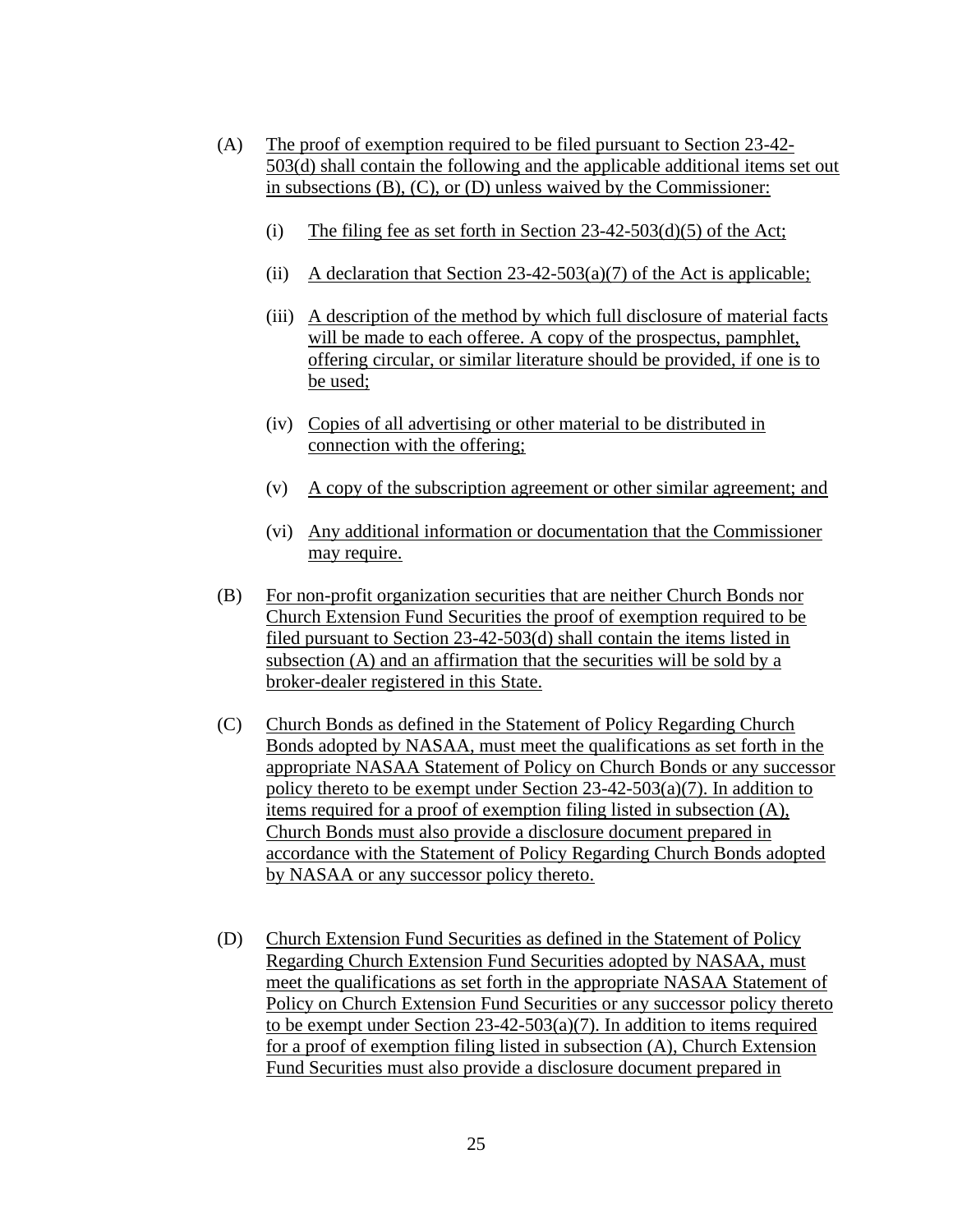(A) The proof of exemption required to be filed pursuant to Section 23-42-503(d) shall contain the following and the applicable additional items set out in subsections (B), (C), or (D) unless waived by the Commissioner:

   (i) The filing fee as set forth in Section 23-42-503(d)(5) of the Act;

   (ii) A declaration that Section 23-42-503(a)(7) of the Act is applicable;

   (iii) A description of the method by which full disclosure of material facts will be made to each offeree. A copy of the prospectus, pamphlet, offering circular, or similar literature should be provided, if one is to be used;

   (iv) Copies of all advertising or other material to be distributed in connection with the offering;

   (v) A copy of the subscription agreement or other similar agreement; and

   (vi) Any additional information or documentation that the Commissioner may require.

(B) For non-profit organization securities that are neither Church Bonds nor Church Extension Fund Securities the proof of exemption required to be filed pursuant to Section 23-42-503(d) shall contain the items listed in subsection (A) and an affirmation that the securities will be sold by a broker-dealer registered in this State.

(C) Church Bonds as defined in the Statement of Policy Regarding Church Bonds adopted by NASAA, must meet the qualifications as set forth in the appropriate NASAA Statement of Policy on Church Bonds or any successor policy thereto to be exempt under Section 23-42-503(a)(7). In addition to items required for a proof of exemption filing listed in subsection (A), Church Bonds must also provide a disclosure document prepared in accordance with the Statement of Policy Regarding Church Bonds adopted by NASAA or any successor policy thereto.

(D) Church Extension Fund Securities as defined in the Statement of Policy Regarding Church Extension Fund Securities adopted by NASAA, must meet the qualifications as set forth in the appropriate NASAA Statement of Policy on Church Extension Fund Securities or any successor policy thereto to be exempt under Section 23-42-503(a)(7). In addition to items required for a proof of exemption filing listed in subsection (A), Church Extension Fund Securities must also provide a disclosure document prepared in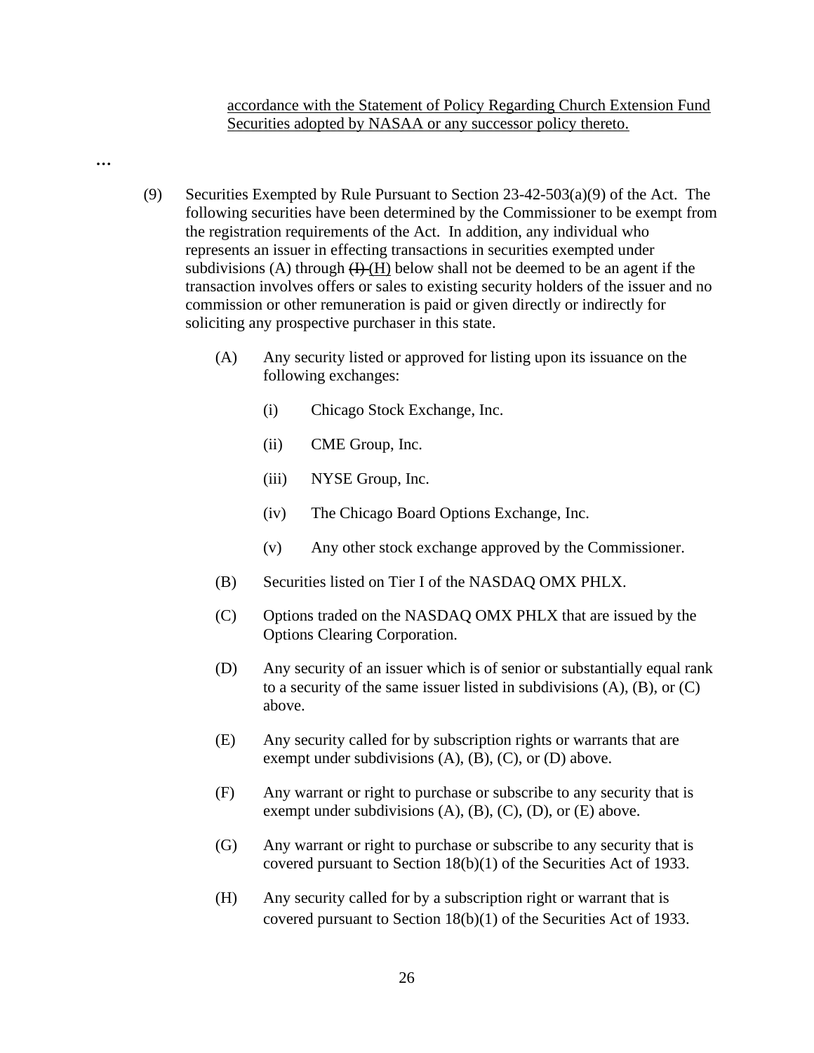<u>accordance with the Statement of Policy Regarding Church Extension Fund Securities adopted by NASAA or any successor policy thereto.</u>

...

(9) Securities Exempted by Rule Pursuant to Section 23-42-503(a)(9) of the Act. The following securities have been determined by the Commissioner to be exempt from the registration requirements of the Act. In addition, any individual who represents an issuer in effecting transactions in securities exempted under subdivisions (A) through ~~(I)~~ <u>(H)</u> below shall not be deemed to be an agent if the transaction involves offers or sales to existing security holders of the issuer and no commission or other remuneration is paid or given directly or indirectly for soliciting any prospective purchaser in this state.

(A) Any security listed or approved for listing upon its issuance on the following exchanges:

(i) Chicago Stock Exchange, Inc.

(ii) CME Group, Inc.

(iii) NYSE Group, Inc.

(iv) The Chicago Board Options Exchange, Inc.

(v) Any other stock exchange approved by the Commissioner.

(B) Securities listed on Tier I of the NASDAQ OMX PHLX.

(C) Options traded on the NASDAQ OMX PHLX that are issued by the Options Clearing Corporation.

(D) Any security of an issuer which is of senior or substantially equal rank to a security of the same issuer listed in subdivisions (A), (B), or (C) above.

(E) Any security called for by subscription rights or warrants that are exempt under subdivisions (A), (B), (C), or (D) above.

(F) Any warrant or right to purchase or subscribe to any security that is exempt under subdivisions (A), (B), (C), (D), or (E) above.

(G) Any warrant or right to purchase or subscribe to any security that is covered pursuant to Section 18(b)(1) of the Securities Act of 1933.

(H) Any security called for by a subscription right or warrant that is covered pursuant to Section 18(b)(1) of the Securities Act of 1933.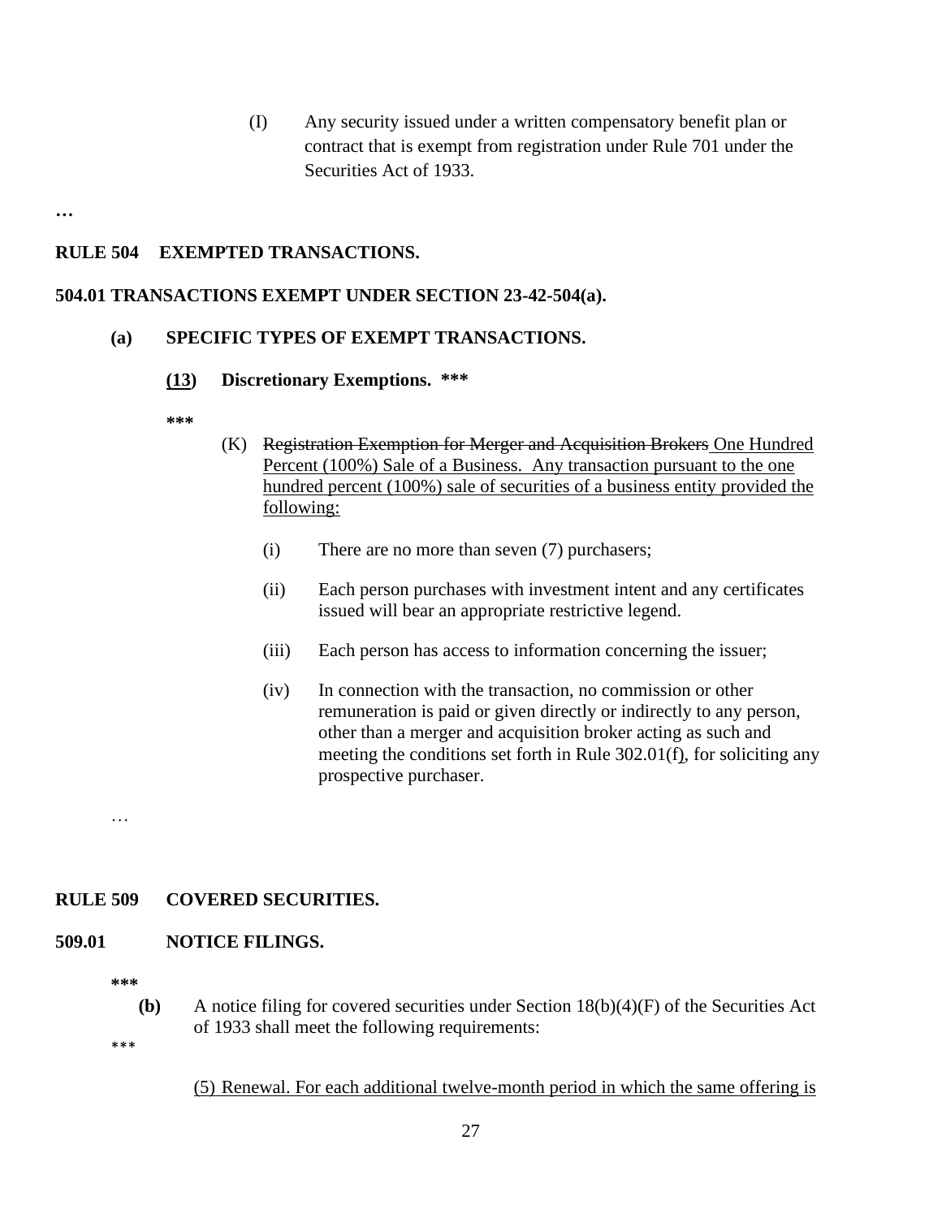(I) Any security issued under a written compensatory benefit plan or contract that is exempt from registration under Rule 701 under the Securities Act of 1933.

…

**RULE 504 EXEMPTED TRANSACTIONS.**

**504.01 TRANSACTIONS EXEMPT UNDER SECTION 23-42-504(a).**

**(a) SPECIFIC TYPES OF EXEMPT TRANSACTIONS.**

**<u>(13</u>) Discretionary Exemptions. \*\*\***

**\*\*\***

(K) ~~Registration Exemption for Merger and Acquisition Brokers~~ <u>One Hundred Percent (100%) Sale of a Business. Any transaction pursuant to the one hundred percent (100%) sale of securities of a business entity provided the following:</u>

(i) There are no more than seven (7) purchasers;

(ii) Each person purchases with investment intent and any certificates issued will bear an appropriate restrictive legend.

(iii) Each person has access to information concerning the issuer;

(iv) In connection with the transaction, no commission or other remuneration is paid or given directly or indirectly to any person, other than a merger and acquisition broker acting as such and meeting the conditions set forth in Rule 302.01(f<u>)</u>, for soliciting any prospective purchaser.

…

**RULE 509 COVERED SECURITIES.**

**509.01 NOTICE FILINGS.**

**\*\*\***

**(b)** A notice filing for covered securities under Section 18(b)(4)(F) of the Securities Act of 1933 shall meet the following requirements:

\*\*\*

<u>(5) Renewal. For each additional twelve-month period in which the same offering is</u>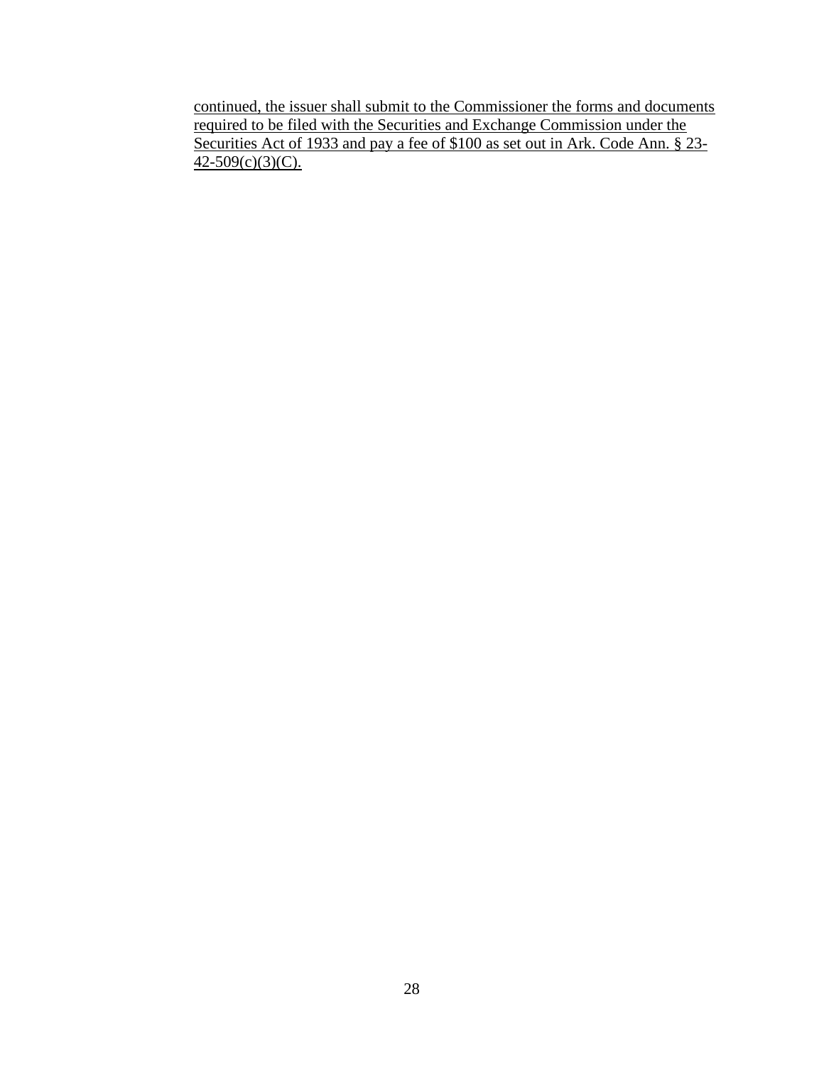<u>continued, the issuer shall submit to the Commissioner the forms and documents required to be filed with the Securities and Exchange Commission under the Securities Act of 1933 and pay a fee of $100 as set out in Ark. Code Ann. § 23-42-509(c)(3)(C).</u>